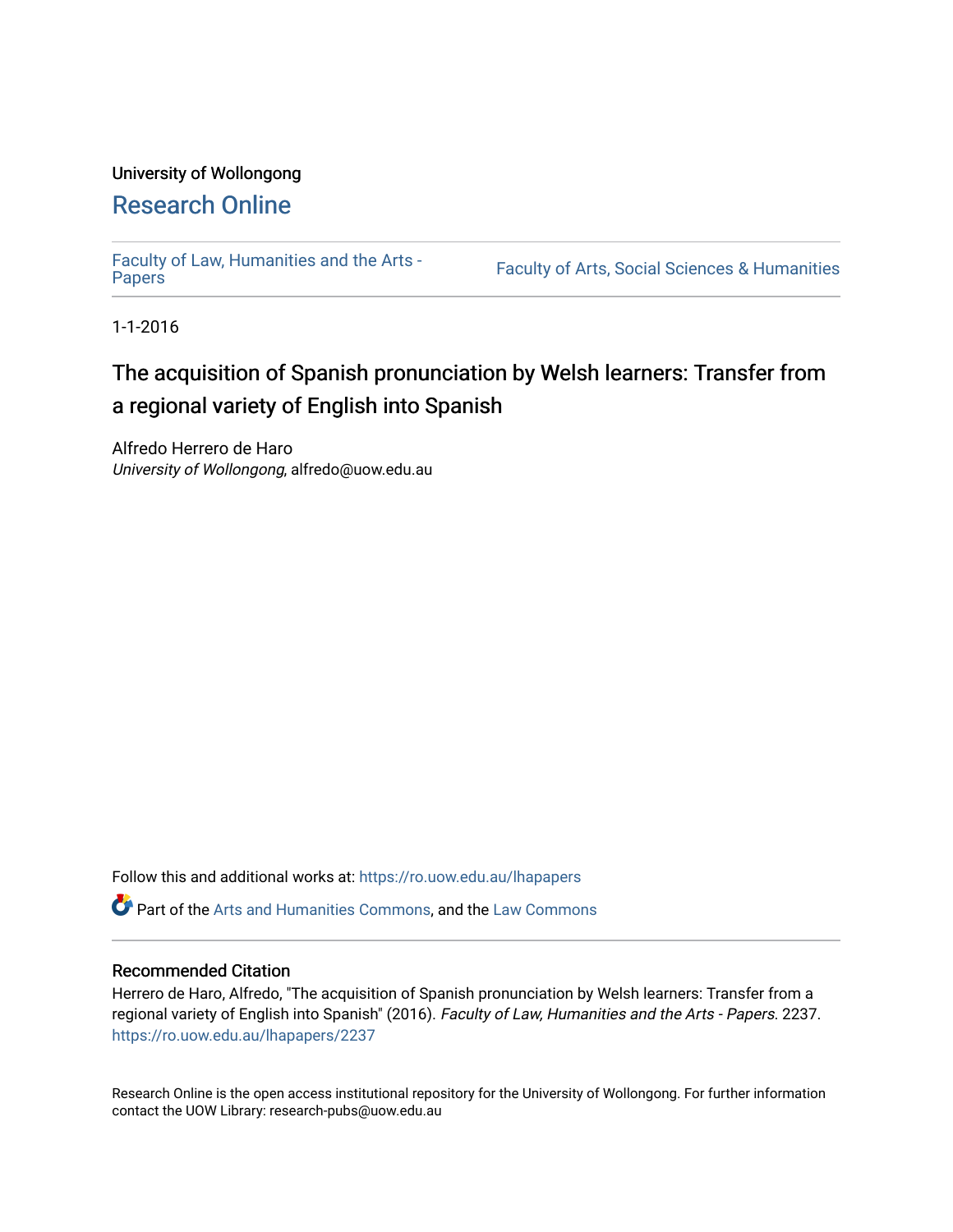University of Wollongong

# Research Online

Faculty of Law, Humanities and the Arts - Papers

Faculty of Arts, Social Sciences & Humanities

1-1-2016

## The acquisition of Spanish pronunciation by Welsh learners: Transfer from a regional variety of English into Spanish

Alfredo Herrero de Haro
*University of Wollongong*, alfredo@uow.edu.au

Follow this and additional works at: https://ro.uow.edu.au/lhapapers

Part of the Arts and Humanities Commons, and the Law Commons

### Recommended Citation

Herrero de Haro, Alfredo, "The acquisition of Spanish pronunciation by Welsh learners: Transfer from a regional variety of English into Spanish" (2016). *Faculty of Law, Humanities and the Arts - Papers*. 2237.
https://ro.uow.edu.au/lhapapers/2237

Research Online is the open access institutional repository for the University of Wollongong. For further information contact the UOW Library: research-pubs@uow.edu.au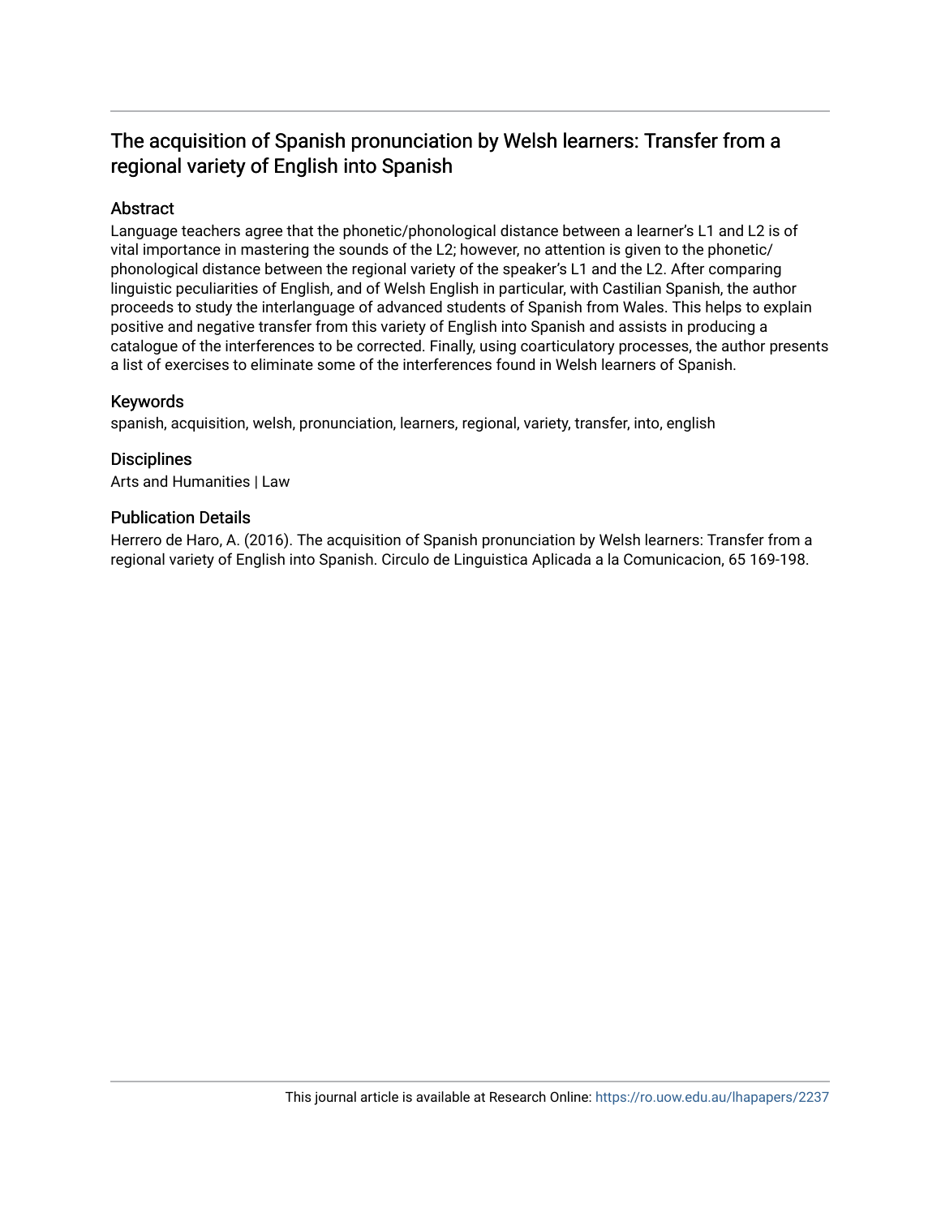# The acquisition of Spanish pronunciation by Welsh learners: Transfer from a regional variety of English into Spanish

## Abstract

Language teachers agree that the phonetic/phonological distance between a learner's L1 and L2 is of vital importance in mastering the sounds of the L2; however, no attention is given to the phonetic/ phonological distance between the regional variety of the speaker's L1 and the L2. After comparing linguistic peculiarities of English, and of Welsh English in particular, with Castilian Spanish, the author proceeds to study the interlanguage of advanced students of Spanish from Wales. This helps to explain positive and negative transfer from this variety of English into Spanish and assists in producing a catalogue of the interferences to be corrected. Finally, using coarticulatory processes, the author presents a list of exercises to eliminate some of the interferences found in Welsh learners of Spanish.

## Keywords

spanish, acquisition, welsh, pronunciation, learners, regional, variety, transfer, into, english

## Disciplines

Arts and Humanities | Law

## Publication Details

Herrero de Haro, A. (2016). The acquisition of Spanish pronunciation by Welsh learners: Transfer from a regional variety of English into Spanish. Circulo de Linguistica Aplicada a la Comunicacion, 65 169-198.

This journal article is available at Research Online: https://ro.uow.edu.au/lhapapers/2237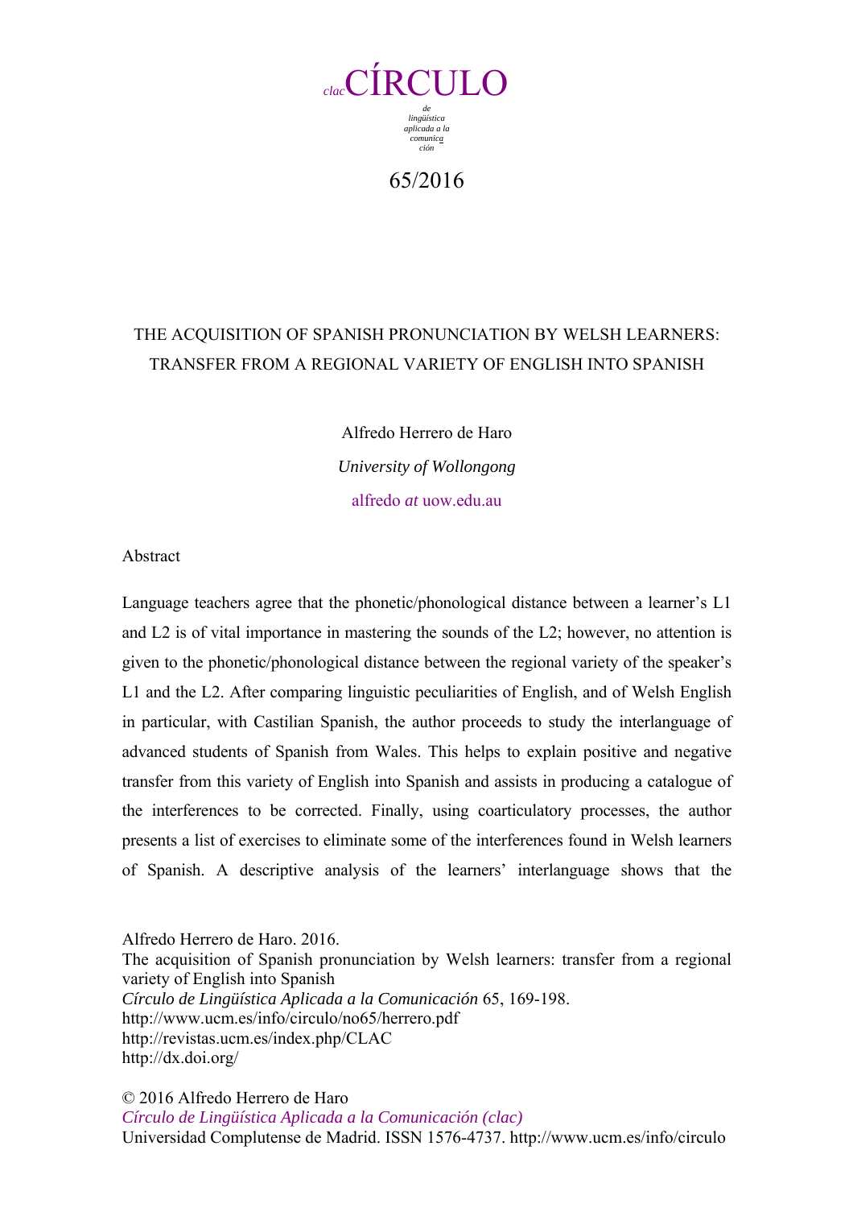clacCÍRCULO

de lingüística aplicada a la comunicación

65/2016

# THE ACQUISITION OF SPANISH PRONUNCIATION BY WELSH LEARNERS: TRANSFER FROM A REGIONAL VARIETY OF ENGLISH INTO SPANISH

Alfredo Herrero de Haro

*University of Wollongong*

alfredo *at* uow.edu.au

Abstract

Language teachers agree that the phonetic/phonological distance between a learner's L1 and L2 is of vital importance in mastering the sounds of the L2; however, no attention is given to the phonetic/phonological distance between the regional variety of the speaker's L1 and the L2. After comparing linguistic peculiarities of English, and of Welsh English in particular, with Castilian Spanish, the author proceeds to study the interlanguage of advanced students of Spanish from Wales. This helps to explain positive and negative transfer from this variety of English into Spanish and assists in producing a catalogue of the interferences to be corrected. Finally, using coarticulatory processes, the author presents a list of exercises to eliminate some of the interferences found in Welsh learners of Spanish. A descriptive analysis of the learners' interlanguage shows that the

Alfredo Herrero de Haro. 2016.
The acquisition of Spanish pronunciation by Welsh learners: transfer from a regional variety of English into Spanish
*Círculo de Lingüística Aplicada a la Comunicación* 65, 169-198.
http://www.ucm.es/info/circulo/no65/herrero.pdf
http://revistas.ucm.es/index.php/CLAC
http://dx.doi.org/

© 2016 Alfredo Herrero de Haro
*Círculo de Lingüística Aplicada a la Comunicación (clac)*
Universidad Complutense de Madrid. ISSN 1576-4737. http://www.ucm.es/info/circulo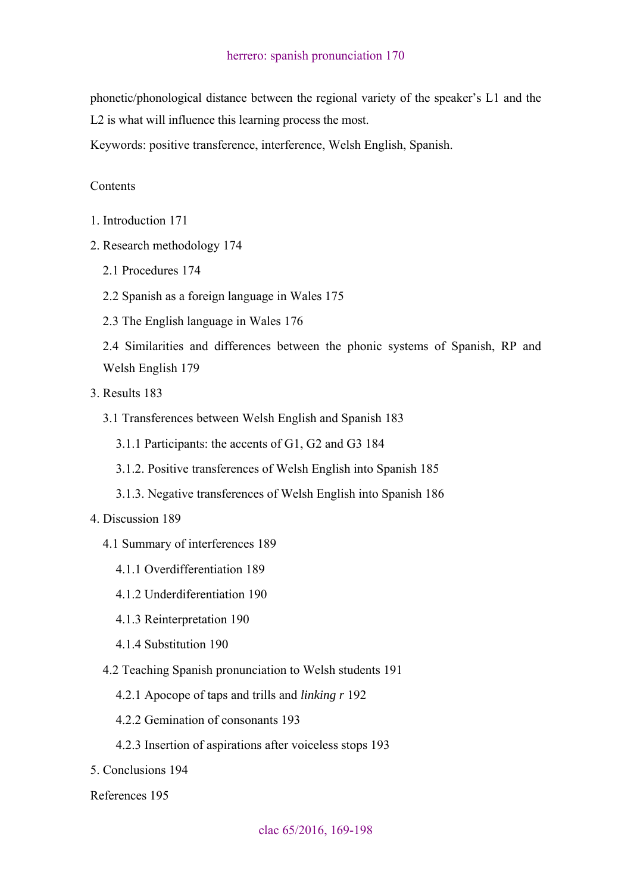phonetic/phonological distance between the regional variety of the speaker's L1 and the L2 is what will influence this learning process the most.

Keywords: positive transference, interference, Welsh English, Spanish.

Contents

1. Introduction 171
2. Research methodology 174
    - 2.1 Procedures 174
    - 2.2 Spanish as a foreign language in Wales 175
    - 2.3 The English language in Wales 176
    - 2.4 Similarities and differences between the phonic systems of Spanish, RP and Welsh English 179
3. Results 183
    - 3.1 Transferences between Welsh English and Spanish 183
        - 3.1.1 Participants: the accents of G1, G2 and G3 184
        - 3.1.2. Positive transferences of Welsh English into Spanish 185
        - 3.1.3. Negative transferences of Welsh English into Spanish 186
4. Discussion 189
    - 4.1 Summary of interferences 189
        - 4.1.1 Overdifferentiation 189
        - 4.1.2 Underdiferentiation 190
        - 4.1.3 Reinterpretation 190
        - 4.1.4 Substitution 190
    - 4.2 Teaching Spanish pronunciation to Welsh students 191
        - 4.2.1 Apocope of taps and trills and *linking r* 192
        - 4.2.2 Gemination of consonants 193
        - 4.2.3 Insertion of aspirations after voiceless stops 193
5. Conclusions 194

References 195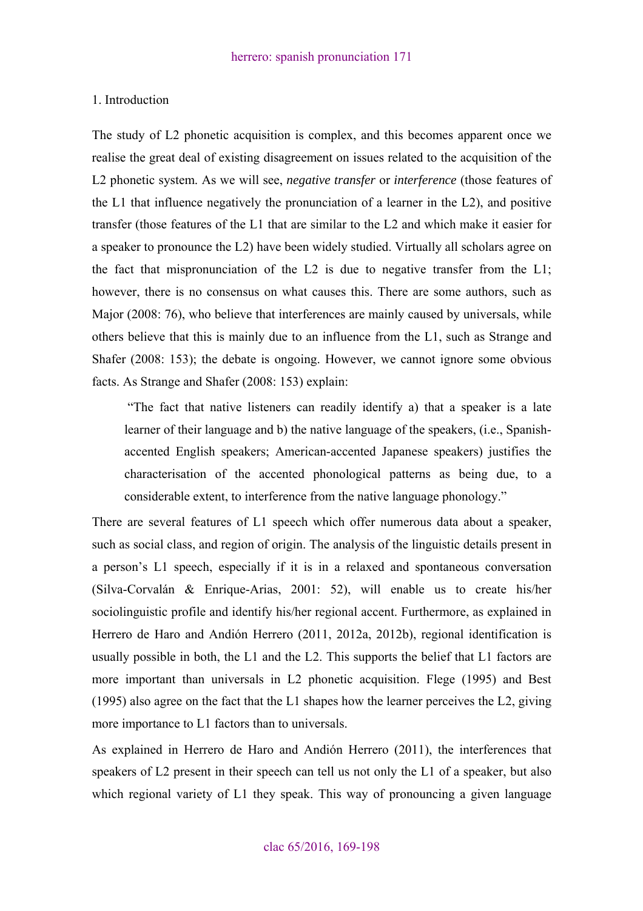## 1. Introduction

The study of L2 phonetic acquisition is complex, and this becomes apparent once we realise the great deal of existing disagreement on issues related to the acquisition of the L2 phonetic system. As we will see, *negative transfer* or *interference* (those features of the L1 that influence negatively the pronunciation of a learner in the L2), and positive transfer (those features of the L1 that are similar to the L2 and which make it easier for a speaker to pronounce the L2) have been widely studied. Virtually all scholars agree on the fact that mispronunciation of the L2 is due to negative transfer from the L1; however, there is no consensus on what causes this. There are some authors, such as Major (2008: 76), who believe that interferences are mainly caused by universals, while others believe that this is mainly due to an influence from the L1, such as Strange and Shafer (2008: 153); the debate is ongoing. However, we cannot ignore some obvious facts. As Strange and Shafer (2008: 153) explain:

> "The fact that native listeners can readily identify a) that a speaker is a late learner of their language and b) the native language of the speakers, (i.e., Spanish-accented English speakers; American-accented Japanese speakers) justifies the characterisation of the accented phonological patterns as being due, to a considerable extent, to interference from the native language phonology."

There are several features of L1 speech which offer numerous data about a speaker, such as social class, and region of origin. The analysis of the linguistic details present in a person's L1 speech, especially if it is in a relaxed and spontaneous conversation (Silva-Corvalán & Enrique-Arias, 2001: 52), will enable us to create his/her sociolinguistic profile and identify his/her regional accent. Furthermore, as explained in Herrero de Haro and Andión Herrero (2011, 2012a, 2012b), regional identification is usually possible in both, the L1 and the L2. This supports the belief that L1 factors are more important than universals in L2 phonetic acquisition. Flege (1995) and Best (1995) also agree on the fact that the L1 shapes how the learner perceives the L2, giving more importance to L1 factors than to universals.

As explained in Herrero de Haro and Andión Herrero (2011), the interferences that speakers of L2 present in their speech can tell us not only the L1 of a speaker, but also which regional variety of L1 they speak. This way of pronouncing a given language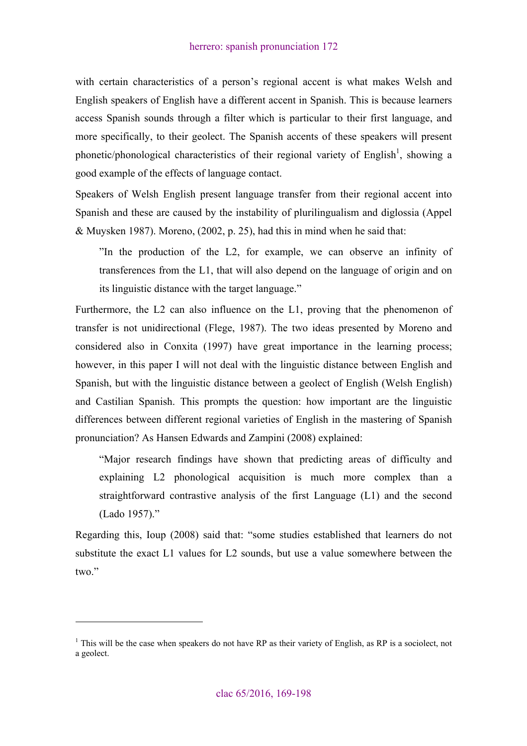with certain characteristics of a person's regional accent is what makes Welsh and English speakers of English have a different accent in Spanish. This is because learners access Spanish sounds through a filter which is particular to their first language, and more specifically, to their geolect. The Spanish accents of these speakers will present phonetic/phonological characteristics of their regional variety of English[1], showing a good example of the effects of language contact.

Speakers of Welsh English present language transfer from their regional accent into Spanish and these are caused by the instability of plurilingualism and diglossia (Appel & Muysken 1987). Moreno, (2002, p. 25), had this in mind when he said that:

> "In the production of the L2, for example, we can observe an infinity of transferences from the L1, that will also depend on the language of origin and on its linguistic distance with the target language."

Furthermore, the L2 can also influence on the L1, proving that the phenomenon of transfer is not unidirectional (Flege, 1987). The two ideas presented by Moreno and considered also in Conxita (1997) have great importance in the learning process; however, in this paper I will not deal with the linguistic distance between English and Spanish, but with the linguistic distance between a geolect of English (Welsh English) and Castilian Spanish. This prompts the question: how important are the linguistic differences between different regional varieties of English in the mastering of Spanish pronunciation? As Hansen Edwards and Zampini (2008) explained:

> "Major research findings have shown that predicting areas of difficulty and explaining L2 phonological acquisition is much more complex than a straightforward contrastive analysis of the first Language (L1) and the second (Lado 1957)."

Regarding this, Ioup (2008) said that: "some studies established that learners do not substitute the exact L1 values for L2 sounds, but use a value somewhere between the two."

---

[1] This will be the case when speakers do not have RP as their variety of English, as RP is a sociolect, not a geolect.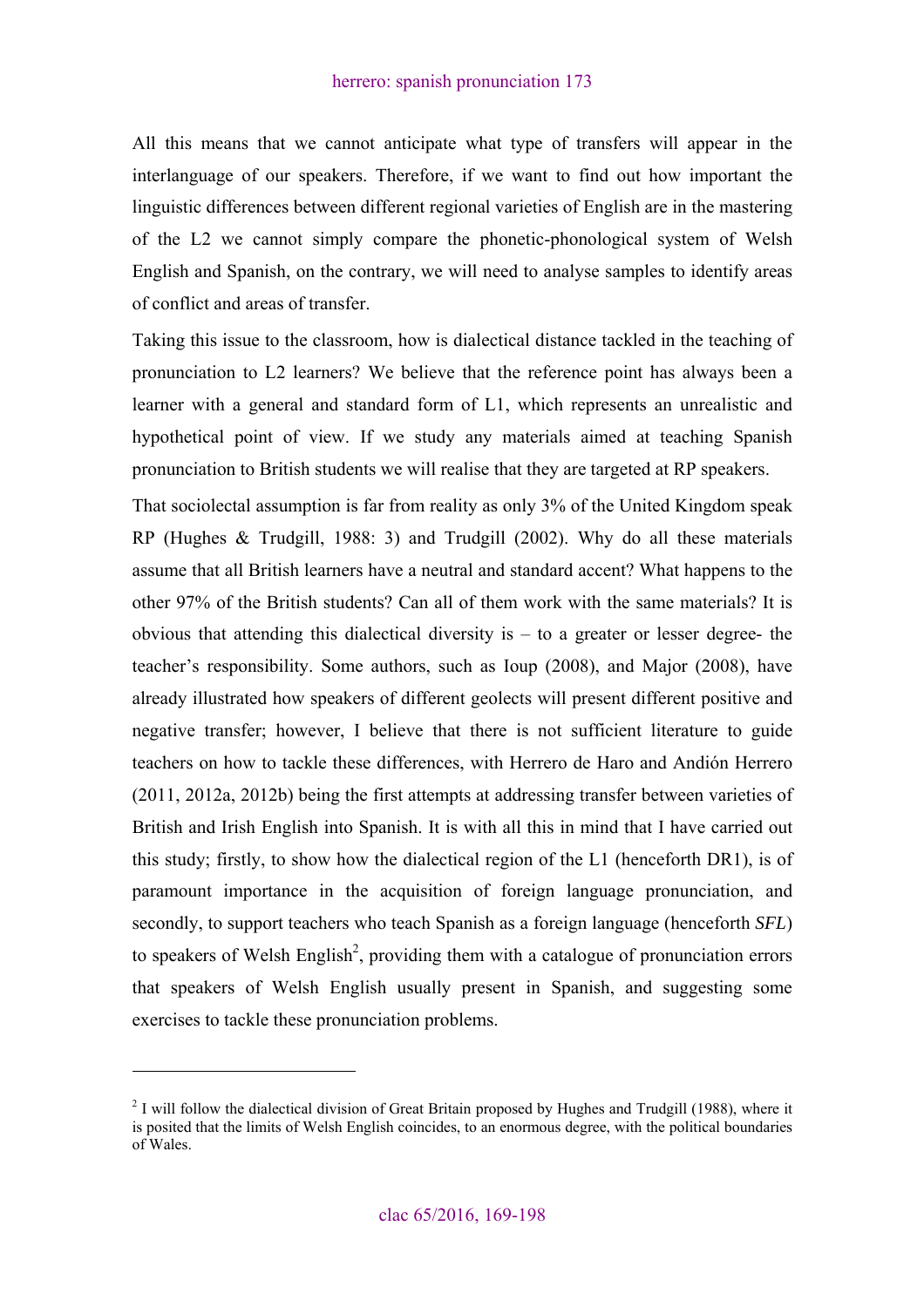All this means that we cannot anticipate what type of transfers will appear in the interlanguage of our speakers. Therefore, if we want to find out how important the linguistic differences between different regional varieties of English are in the mastering of the L2 we cannot simply compare the phonetic-phonological system of Welsh English and Spanish, on the contrary, we will need to analyse samples to identify areas of conflict and areas of transfer.

Taking this issue to the classroom, how is dialectical distance tackled in the teaching of pronunciation to L2 learners? We believe that the reference point has always been a learner with a general and standard form of L1, which represents an unrealistic and hypothetical point of view. If we study any materials aimed at teaching Spanish pronunciation to British students we will realise that they are targeted at RP speakers.

That sociolectal assumption is far from reality as only 3% of the United Kingdom speak RP (Hughes & Trudgill, 1988: 3) and Trudgill (2002). Why do all these materials assume that all British learners have a neutral and standard accent? What happens to the other 97% of the British students? Can all of them work with the same materials? It is obvious that attending this dialectical diversity is – to a greater or lesser degree- the teacher's responsibility. Some authors, such as Ioup (2008), and Major (2008), have already illustrated how speakers of different geolects will present different positive and negative transfer; however, I believe that there is not sufficient literature to guide teachers on how to tackle these differences, with Herrero de Haro and Andión Herrero (2011, 2012a, 2012b) being the first attempts at addressing transfer between varieties of British and Irish English into Spanish. It is with all this in mind that I have carried out this study; firstly, to show how the dialectical region of the L1 (henceforth DR1), is of paramount importance in the acquisition of foreign language pronunciation, and secondly, to support teachers who teach Spanish as a foreign language (henceforth *SFL*) to speakers of Welsh English[2], providing them with a catalogue of pronunciation errors that speakers of Welsh English usually present in Spanish, and suggesting some exercises to tackle these pronunciation problems.

---

[2] I will follow the dialectical division of Great Britain proposed by Hughes and Trudgill (1988), where it is posited that the limits of Welsh English coincides, to an enormous degree, with the political boundaries of Wales.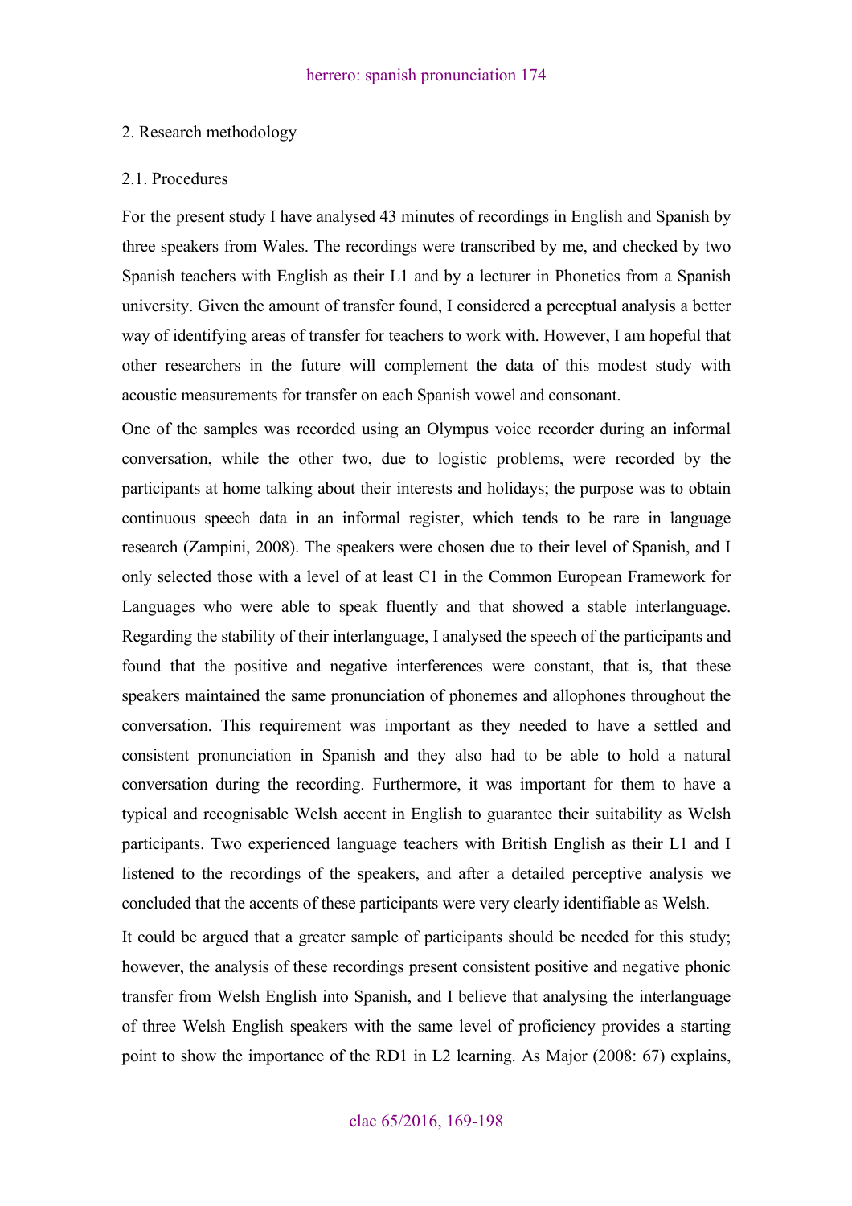## 2. Research methodology

### 2.1. Procedures

For the present study I have analysed 43 minutes of recordings in English and Spanish by three speakers from Wales. The recordings were transcribed by me, and checked by two Spanish teachers with English as their L1 and by a lecturer in Phonetics from a Spanish university. Given the amount of transfer found, I considered a perceptual analysis a better way of identifying areas of transfer for teachers to work with. However, I am hopeful that other researchers in the future will complement the data of this modest study with acoustic measurements for transfer on each Spanish vowel and consonant.

One of the samples was recorded using an Olympus voice recorder during an informal conversation, while the other two, due to logistic problems, were recorded by the participants at home talking about their interests and holidays; the purpose was to obtain continuous speech data in an informal register, which tends to be rare in language research (Zampini, 2008). The speakers were chosen due to their level of Spanish, and I only selected those with a level of at least C1 in the Common European Framework for Languages who were able to speak fluently and that showed a stable interlanguage. Regarding the stability of their interlanguage, I analysed the speech of the participants and found that the positive and negative interferences were constant, that is, that these speakers maintained the same pronunciation of phonemes and allophones throughout the conversation. This requirement was important as they needed to have a settled and consistent pronunciation in Spanish and they also had to be able to hold a natural conversation during the recording. Furthermore, it was important for them to have a typical and recognisable Welsh accent in English to guarantee their suitability as Welsh participants. Two experienced language teachers with British English as their L1 and I listened to the recordings of the speakers, and after a detailed perceptive analysis we concluded that the accents of these participants were very clearly identifiable as Welsh.

It could be argued that a greater sample of participants should be needed for this study; however, the analysis of these recordings present consistent positive and negative phonic transfer from Welsh English into Spanish, and I believe that analysing the interlanguage of three Welsh English speakers with the same level of proficiency provides a starting point to show the importance of the RD1 in L2 learning. As Major (2008: 67) explains,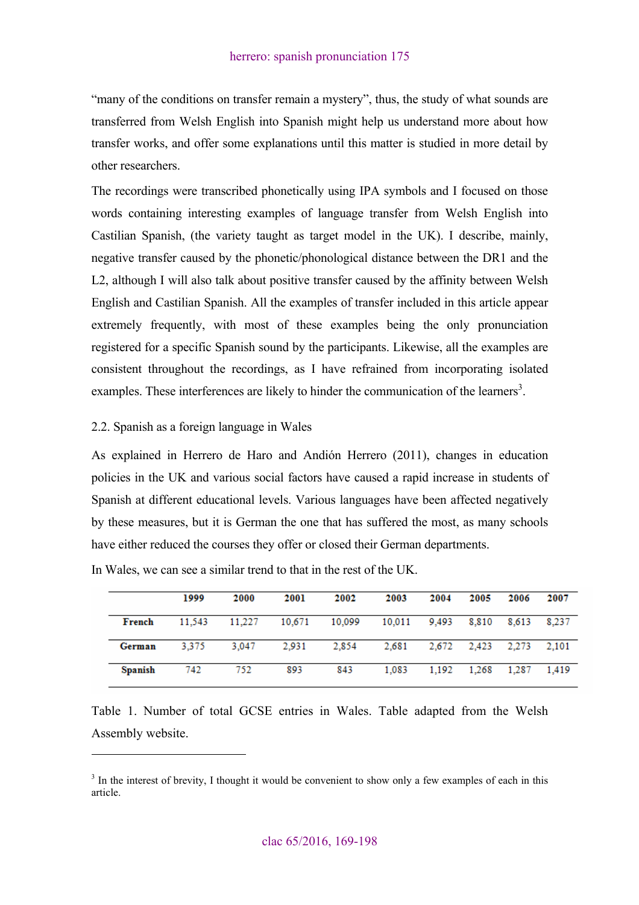"many of the conditions on transfer remain a mystery", thus, the study of what sounds are transferred from Welsh English into Spanish might help us understand more about how transfer works, and offer some explanations until this matter is studied in more detail by other researchers.

The recordings were transcribed phonetically using IPA symbols and I focused on those words containing interesting examples of language transfer from Welsh English into Castilian Spanish, (the variety taught as target model in the UK). I describe, mainly, negative transfer caused by the phonetic/phonological distance between the DR1 and the L2, although I will also talk about positive transfer caused by the affinity between Welsh English and Castilian Spanish. All the examples of transfer included in this article appear extremely frequently, with most of these examples being the only pronunciation registered for a specific Spanish sound by the participants. Likewise, all the examples are consistent throughout the recordings, as I have refrained from incorporating isolated examples. These interferences are likely to hinder the communication of the learners[3].

## 2.2. Spanish as a foreign language in Wales

As explained in Herrero de Haro and Andión Herrero (2011), changes in education policies in the UK and various social factors have caused a rapid increase in students of Spanish at different educational levels. Various languages have been affected negatively by these measures, but it is German the one that has suffered the most, as many schools have either reduced the courses they offer or closed their German departments.

In Wales, we can see a similar trend to that in the rest of the UK.

| | 1999 | 2000 | 2001 | 2002 | 2003 | 2004 | 2005 | 2006 | 2007 |
|---|---|---|---|---|---|---|---|---|---|
| **French** | 11,543 | 11,227 | 10,671 | 10,099 | 10,011 | 9,493 | 8,810 | 8,613 | 8,237 |
| **German** | 3,375 | 3,047 | 2,931 | 2,854 | 2,681 | 2,672 | 2,423 | 2,273 | 2,101 |
| **Spanish** | 742 | 752 | 893 | 843 | 1,083 | 1,192 | 1,268 | 1,287 | 1,419 |

Table 1. Number of total GCSE entries in Wales. Table adapted from the Welsh Assembly website.

---

[3] In the interest of brevity, I thought it would be convenient to show only a few examples of each in this article.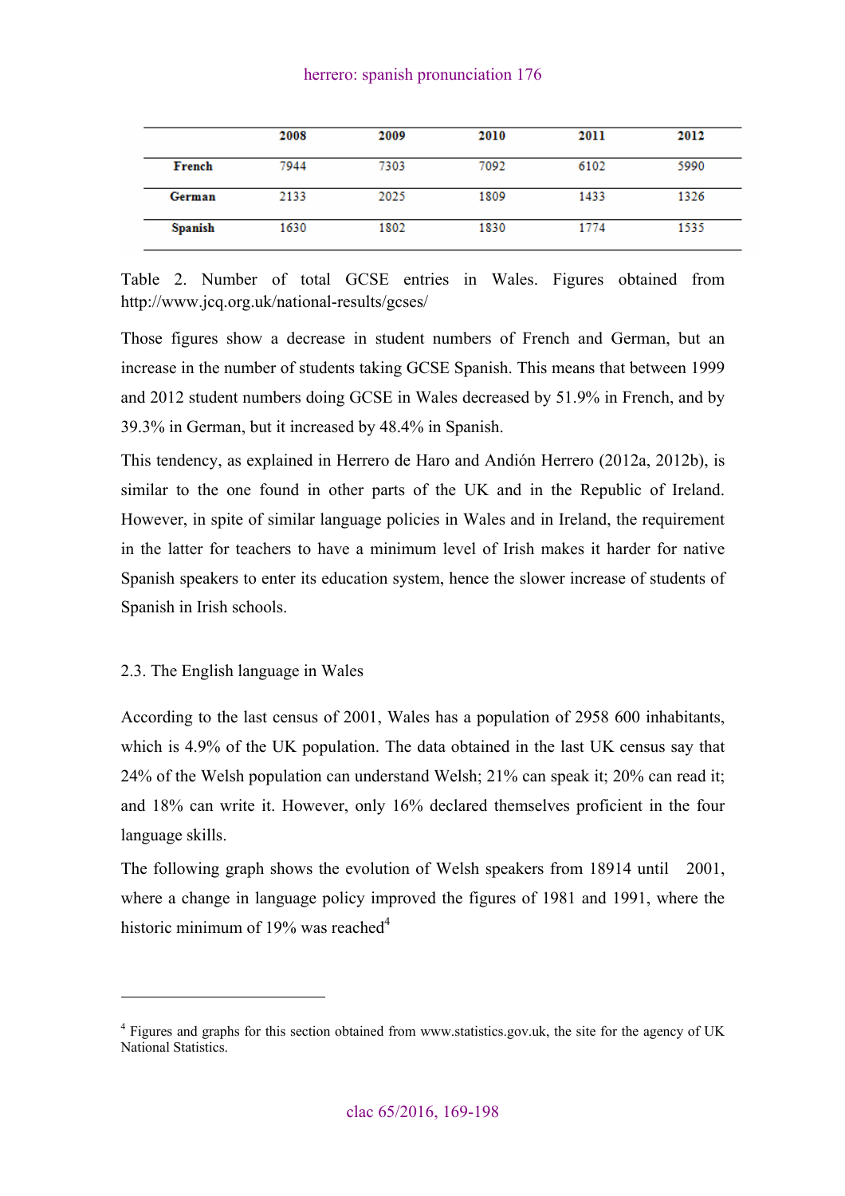| | 2008 | 2009 | 2010 | 2011 | 2012 |
|---|---|---|---|---|---|
| **French** | 7944 | 7303 | 7092 | 6102 | 5990 |
| **German** | 2133 | 2025 | 1809 | 1433 | 1326 |
| **Spanish** | 1630 | 1802 | 1830 | 1774 | 1535 |

Table 2. Number of total GCSE entries in Wales. Figures obtained from http://www.jcq.org.uk/national-results/gcses/

Those figures show a decrease in student numbers of French and German, but an increase in the number of students taking GCSE Spanish. This means that between 1999 and 2012 student numbers doing GCSE in Wales decreased by 51.9% in French, and by 39.3% in German, but it increased by 48.4% in Spanish.

This tendency, as explained in Herrero de Haro and Andión Herrero (2012a, 2012b), is similar to the one found in other parts of the UK and in the Republic of Ireland. However, in spite of similar language policies in Wales and in Ireland, the requirement in the latter for teachers to have a minimum level of Irish makes it harder for native Spanish speakers to enter its education system, hence the slower increase of students of Spanish in Irish schools.

2.3. The English language in Wales

According to the last census of 2001, Wales has a population of 2958 600 inhabitants, which is 4.9% of the UK population. The data obtained in the last UK census say that 24% of the Welsh population can understand Welsh; 21% can speak it; 20% can read it; and 18% can write it. However, only 16% declared themselves proficient in the four language skills.

The following graph shows the evolution of Welsh speakers from 18914 until 2001, where a change in language policy improved the figures of 1981 and 1991, where the historic minimum of 19% was reached[4]

[4] Figures and graphs for this section obtained from www.statistics.gov.uk, the site for the agency of UK National Statistics.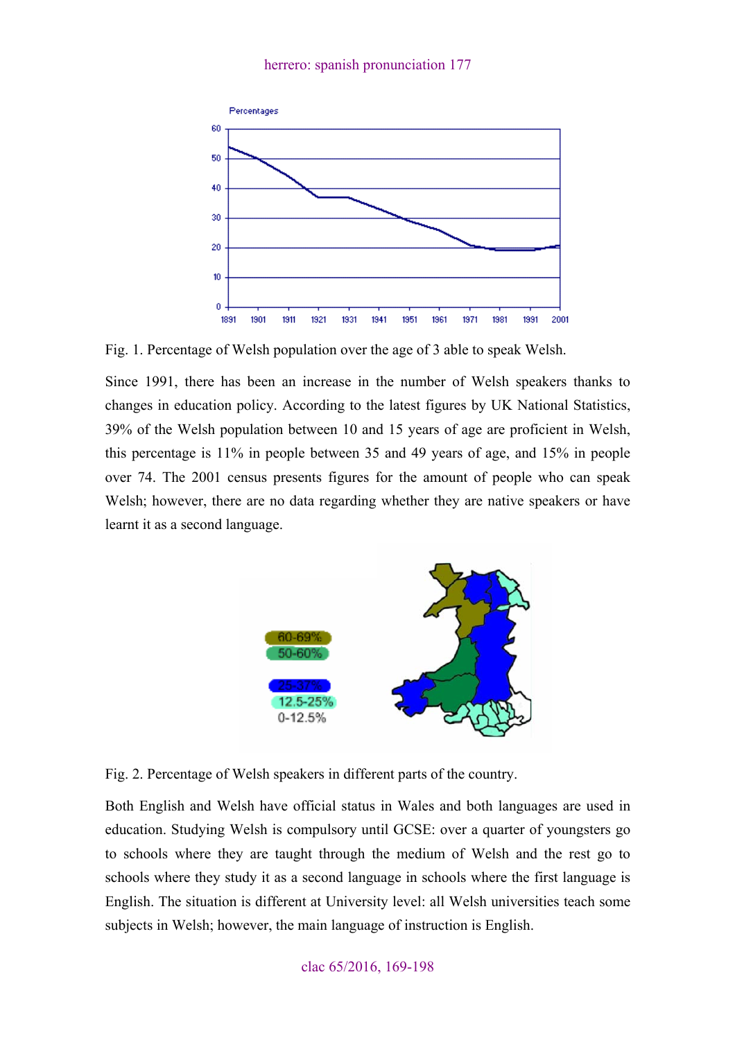Fig. 1. Percentage of Welsh population over the age of 3 able to speak Welsh.

Since 1991, there has been an increase in the number of Welsh speakers thanks to changes in education policy. According to the latest figures by UK National Statistics, 39% of the Welsh population between 10 and 15 years of age are proficient in Welsh, this percentage is 11% in people between 35 and 49 years of age, and 15% in people over 74. The 2001 census presents figures for the amount of people who can speak Welsh; however, there are no data regarding whether they are native speakers or have learnt it as a second language.

Fig. 2. Percentage of Welsh speakers in different parts of the country.

Both English and Welsh have official status in Wales and both languages are used in education. Studying Welsh is compulsory until GCSE: over a quarter of youngsters go to schools where they are taught through the medium of Welsh and the rest go to schools where they study it as a second language in schools where the first language is English. The situation is different at University level: all Welsh universities teach some subjects in Welsh; however, the main language of instruction is English.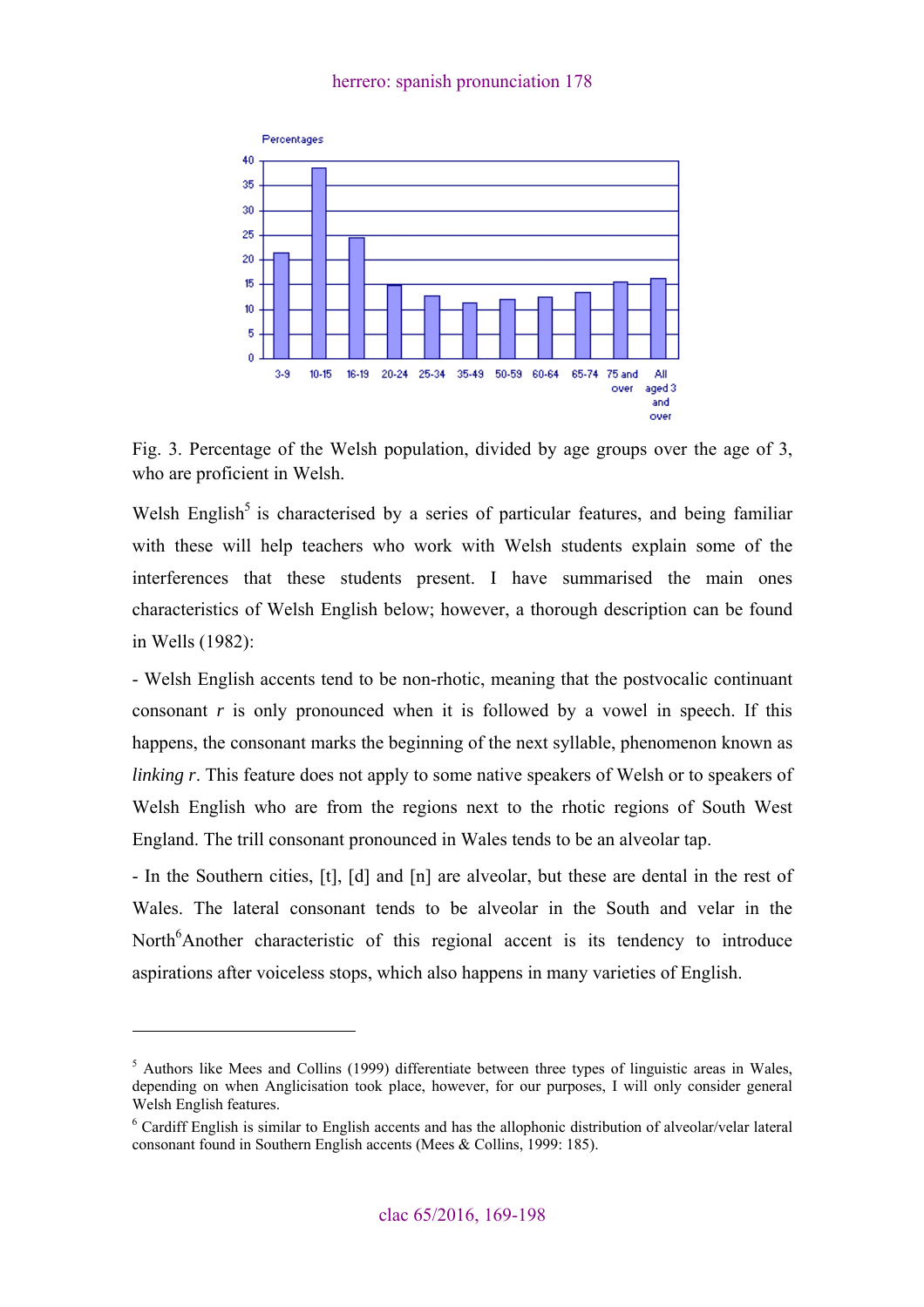Fig. 3. Percentage of the Welsh population, divided by age groups over the age of 3, who are proficient in Welsh.

Welsh English[5] is characterised by a series of particular features, and being familiar with these will help teachers who work with Welsh students explain some of the interferences that these students present. I have summarised the main ones characteristics of Welsh English below; however, a thorough description can be found in Wells (1982):

- Welsh English accents tend to be non-rhotic, meaning that the postvocalic continuant consonant *r* is only pronounced when it is followed by a vowel in speech. If this happens, the consonant marks the beginning of the next syllable, phenomenon known as *linking r*. This feature does not apply to some native speakers of Welsh or to speakers of Welsh English who are from the regions next to the rhotic regions of South West England. The trill consonant pronounced in Wales tends to be an alveolar tap.

- In the Southern cities, [t], [d] and [n] are alveolar, but these are dental in the rest of Wales. The lateral consonant tends to be alveolar in the South and velar in the North[6]Another characteristic of this regional accent is its tendency to introduce aspirations after voiceless stops, which also happens in many varieties of English.

---

[5] Authors like Mees and Collins (1999) differentiate between three types of linguistic areas in Wales, depending on when Anglicisation took place, however, for our purposes, I will only consider general Welsh English features.

[6] Cardiff English is similar to English accents and has the allophonic distribution of alveolar/velar lateral consonant found in Southern English accents (Mees & Collins, 1999: 185).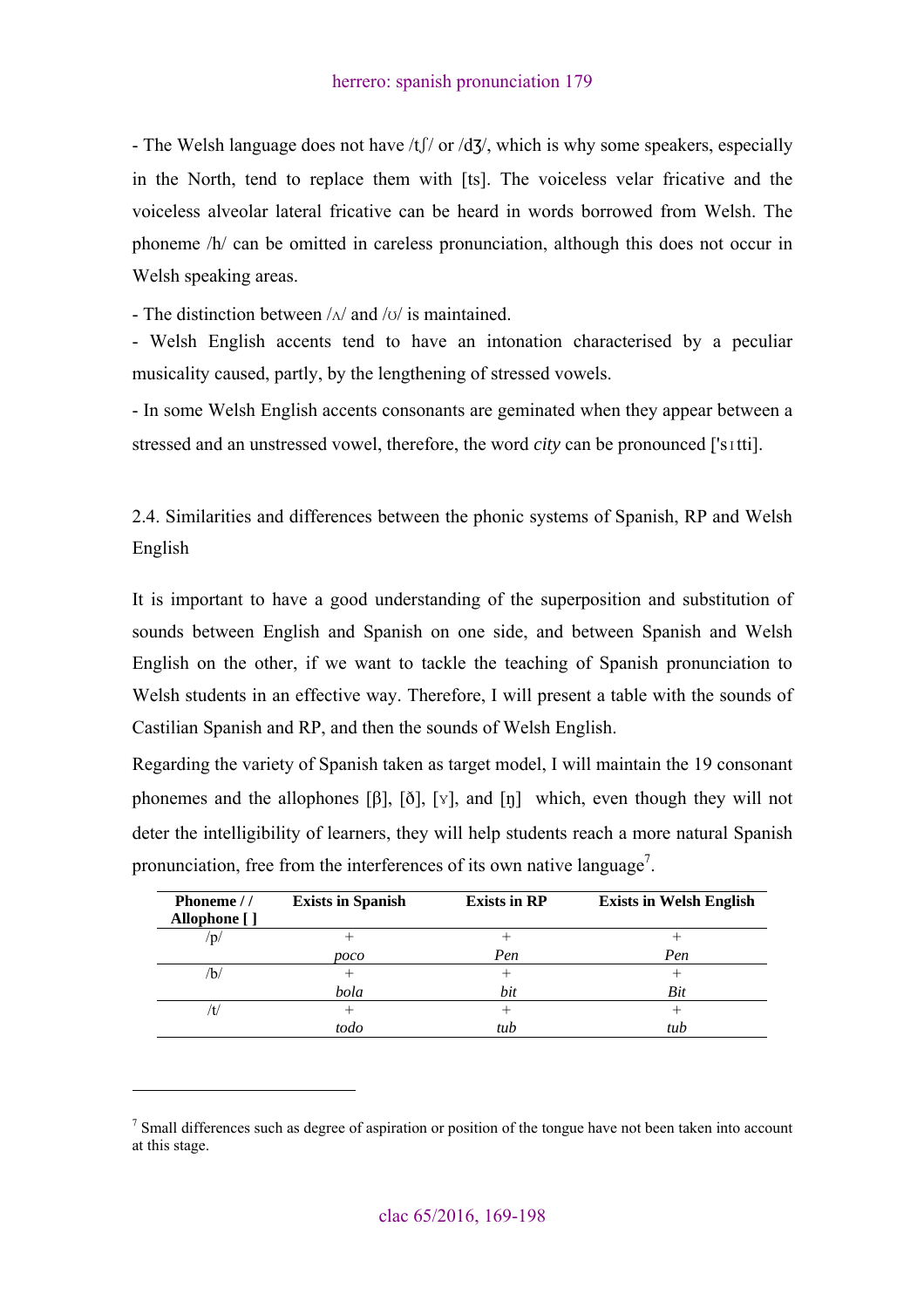- The Welsh language does not have /tʃ/ or /dʒ/, which is why some speakers, especially in the North, tend to replace them with [ts]. The voiceless velar fricative and the voiceless alveolar lateral fricative can be heard in words borrowed from Welsh. The phoneme /h/ can be omitted in careless pronunciation, although this does not occur in Welsh speaking areas.

- The distinction between /ʌ/ and /ʊ/ is maintained.

- Welsh English accents tend to have an intonation characterised by a peculiar musicality caused, partly, by the lengthening of stressed vowels.

- In some Welsh English accents consonants are geminated when they appear between a stressed and an unstressed vowel, therefore, the word *city* can be pronounced ['sɪtti].

2.4. Similarities and differences between the phonic systems of Spanish, RP and Welsh English

It is important to have a good understanding of the superposition and substitution of sounds between English and Spanish on one side, and between Spanish and Welsh English on the other, if we want to tackle the teaching of Spanish pronunciation to Welsh students in an effective way. Therefore, I will present a table with the sounds of Castilian Spanish and RP, and then the sounds of Welsh English.

Regarding the variety of Spanish taken as target model, I will maintain the 19 consonant phonemes and the allophones [β], [ð], [ɣ], and [ŋ] which, even though they will not deter the intelligibility of learners, they will help students reach a more natural Spanish pronunciation, free from the interferences of its own native language[7].

| Phoneme / / Allophone [ ] | Exists in Spanish | Exists in RP | Exists in Welsh English |
|---|---|---|---|
| /p/ | + *poco* | + *Pen* | + *Pen* |
| /b/ | + *bola* | + *bit* | + *Bit* |
| /t/ | + *todo* | + *tub* | + *tub* |

[7] Small differences such as degree of aspiration or position of the tongue have not been taken into account at this stage.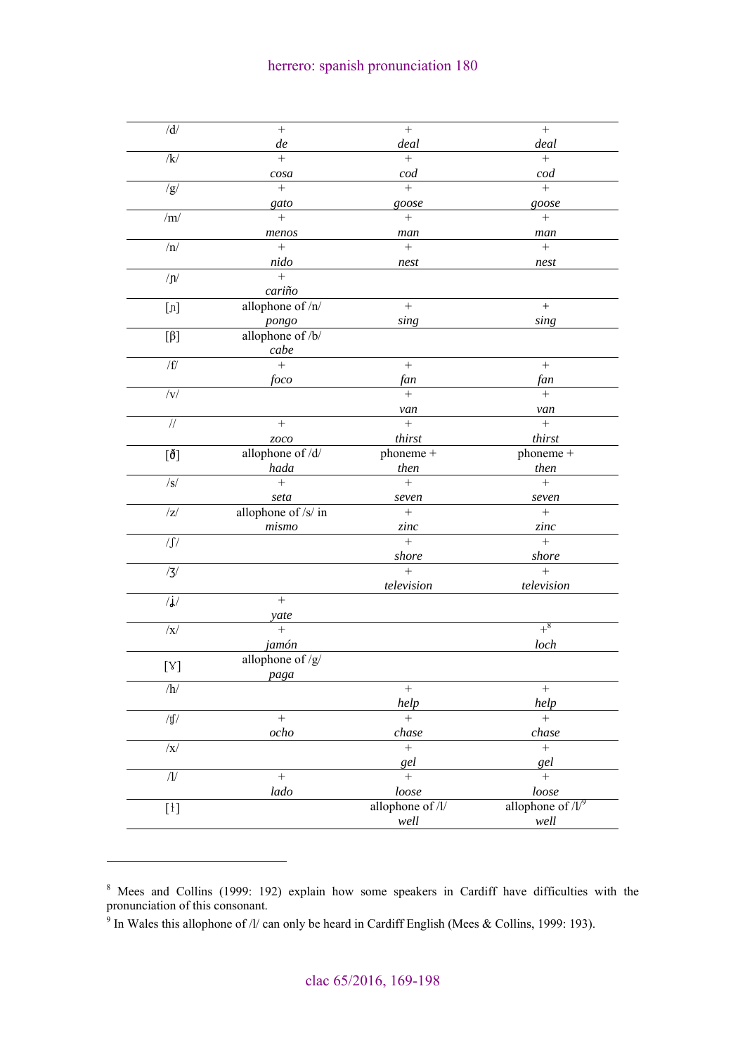| | | | |
|---|---|---|---|
| /d/ | + *de* | + *deal* | + *deal* |
| /k/ | + *cosa* | + *cod* | + *cod* |
| /g/ | + *gato* | + *goose* | + *goose* |
| /m/ | + *menos* | + *man* | + *man* |
| /n/ | + *nido* | + *nest* | + *nest* |
| /ɲ/ | + *cariño* | | |
| [ŋ] | allophone of /n/ *pongo* | + *sing* | + *sing* |
| [β] | allophone of /b/ *cabe* | | |
| /f/ | + *foco* | + *fan* | + *fan* |
| /v/ | | + *van* | + *van* |
| // | + *zoco* | + *thirst* | + *thirst* |
| [ð] | allophone of /d/ *hada* | phoneme + *then* | phoneme + *then* |
| /s/ | + *seta* | + *seven* | + *seven* |
| /z/ | allophone of /s/ in *mismo* | + *zinc* | + *zinc* |
| /ʃ/ | | + *shore* | + *shore* |
| /ʒ/ | | + *television* | + *television* |
| /ʝ/ | + *yate* | | |
| /x/ | + *jamón* | | +[8] *loch* |
| [ɣ] | allophone of /g/ *paga* | | |
| /h/ | | + *help* | + *help* |
| /ʧ/ | + *ocho* | + *chase* | + *chase* |
| /x/ | | + *gel* | + *gel* |
| /l/ | + *lado* | + *loose* | + *loose* |
| [ɫ] | | allophone of /l/ *well* | allophone of /l/[9] *well* |

[8] Mees and Collins (1999: 192) explain how some speakers in Cardiff have difficulties with the pronunciation of this consonant.

[9] In Wales this allophone of /l/ can only be heard in Cardiff English (Mees & Collins, 1999: 193).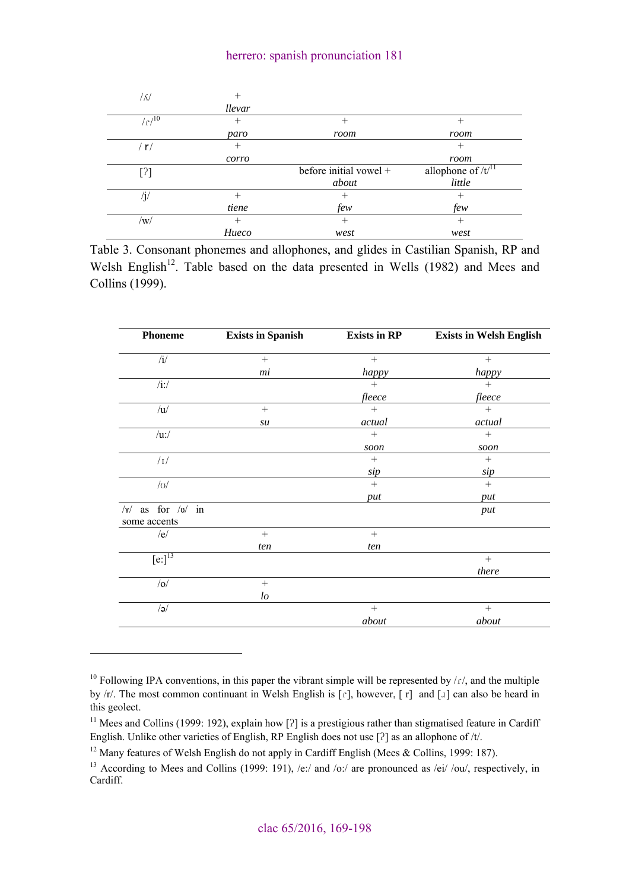| | | | |
|---|---|---|---|
| /ʎ/ | + *llevar* | | |
| /ɾ/[10] | + *paro* | + *room* | + *room* |
| / r / | + *corro* | | + *room* |
| [ʔ] | | before initial vowel + *about* | allophone of /t/[11] *little* |
| /j/ | + *tiene* | + *few* | + *few* |
| /w/ | + *Hueco* | + *west* | + *west* |

Table 3. Consonant phonemes and allophones, and glides in Castilian Spanish, RP and Welsh English[12]. Table based on the data presented in Wells (1982) and Mees and Collins (1999).

| Phoneme | Exists in Spanish | Exists in RP | Exists in Welsh English |
|---|---|---|---|
| /i/ | + *mi* | + *happy* | + *happy* |
| /iː/ | | + *fleece* | + *fleece* |
| /u/ | + *su* | + *actual* | + *actual* |
| /uː/ | | + *soon* | + *soon* |
| /ɪ/ | | + *sip* | + *sip* |
| /ʊ/ | | + *put* | + *put* |
| /ɤ/ as for /ʊ/ in some accents | | | *put* |
| /e/ | + *ten* | + *ten* | |
| [eː][13] | | | + *there* |
| /o/ | + *lo* | | |
| /ə/ | | + *about* | + *about* |

[10] Following IPA conventions, in this paper the vibrant simple will be represented by /ɾ/, and the multiple by /r/. The most common continuant in Welsh English is [ɾ], however, [ r] and [ɹ] can also be heard in this geolect.

[11] Mees and Collins (1999: 192), explain how [ʔ] is a prestigious rather than stigmatised feature in Cardiff English. Unlike other varieties of English, RP English does not use [ʔ] as an allophone of /t/.

[12] Many features of Welsh English do not apply in Cardiff English (Mees & Collins, 1999: 187).

[13] According to Mees and Collins (1999: 191), /eː/ and /oː/ are pronounced as /ei/ /ou/, respectively, in Cardiff.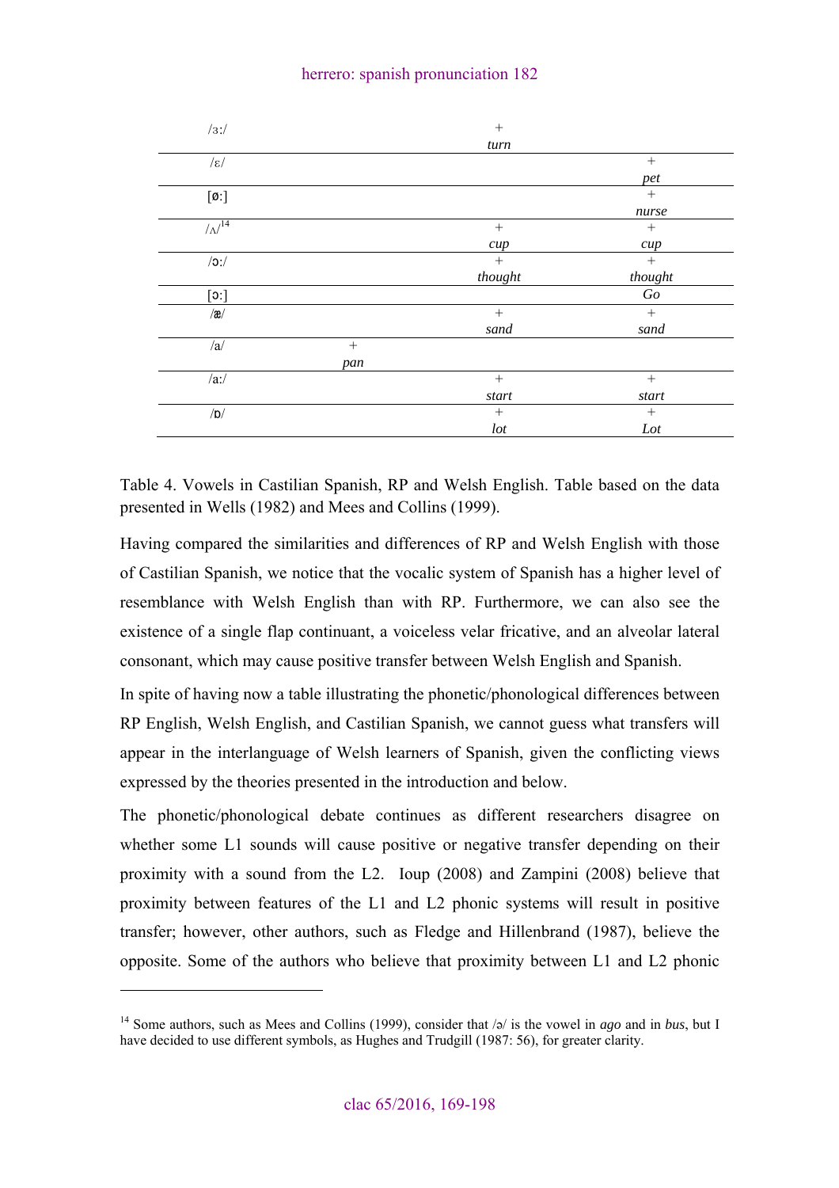| | | | |
|---|---|---|---|
| /ɜː/ | | + *turn* | |
| /ɛ/ | | | + *pet* |
| [øː] | | | + *nurse* |
| /ʌ/[14] | | + *cup* | + *cup* |
| /ɔː/ | | + *thought* | + *thought* |
| [ɔː] | | | *Go* |
| /æ/ | | + *sand* | + *sand* |
| /a/ | + *pan* | | |
| /aː/ | | + *start* | + *start* |
| /ɒ/ | | + *lot* | + *Lot* |

Table 4. Vowels in Castilian Spanish, RP and Welsh English. Table based on the data presented in Wells (1982) and Mees and Collins (1999).

Having compared the similarities and differences of RP and Welsh English with those of Castilian Spanish, we notice that the vocalic system of Spanish has a higher level of resemblance with Welsh English than with RP. Furthermore, we can also see the existence of a single flap continuant, a voiceless velar fricative, and an alveolar lateral consonant, which may cause positive transfer between Welsh English and Spanish.

In spite of having now a table illustrating the phonetic/phonological differences between RP English, Welsh English, and Castilian Spanish, we cannot guess what transfers will appear in the interlanguage of Welsh learners of Spanish, given the conflicting views expressed by the theories presented in the introduction and below.

The phonetic/phonological debate continues as different researchers disagree on whether some L1 sounds will cause positive or negative transfer depending on their proximity with a sound from the L2. Ioup (2008) and Zampini (2008) believe that proximity between features of the L1 and L2 phonic systems will result in positive transfer; however, other authors, such as Fledge and Hillenbrand (1987), believe the opposite. Some of the authors who believe that proximity between L1 and L2 phonic

[14] Some authors, such as Mees and Collins (1999), consider that /ə/ is the vowel in *ago* and in *bus*, but I have decided to use different symbols, as Hughes and Trudgill (1987: 56), for greater clarity.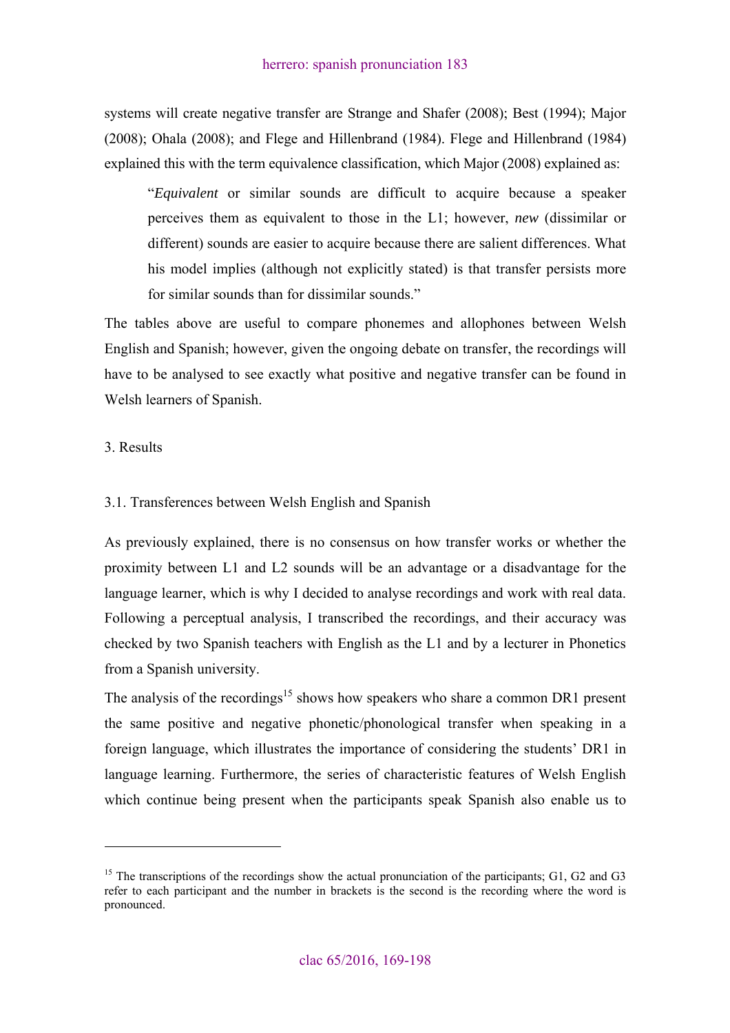systems will create negative transfer are Strange and Shafer (2008); Best (1994); Major (2008); Ohala (2008); and Flege and Hillenbrand (1984). Flege and Hillenbrand (1984) explained this with the term equivalence classification, which Major (2008) explained as:

> "*Equivalent* or similar sounds are difficult to acquire because a speaker perceives them as equivalent to those in the L1; however, *new* (dissimilar or different) sounds are easier to acquire because there are salient differences. What his model implies (although not explicitly stated) is that transfer persists more for similar sounds than for dissimilar sounds."

The tables above are useful to compare phonemes and allophones between Welsh English and Spanish; however, given the ongoing debate on transfer, the recordings will have to be analysed to see exactly what positive and negative transfer can be found in Welsh learners of Spanish.

## 3. Results

### 3.1. Transferences between Welsh English and Spanish

As previously explained, there is no consensus on how transfer works or whether the proximity between L1 and L2 sounds will be an advantage or a disadvantage for the language learner, which is why I decided to analyse recordings and work with real data. Following a perceptual analysis, I transcribed the recordings, and their accuracy was checked by two Spanish teachers with English as the L1 and by a lecturer in Phonetics from a Spanish university.

The analysis of the recordings[15] shows how speakers who share a common DR1 present the same positive and negative phonetic/phonological transfer when speaking in a foreign language, which illustrates the importance of considering the students' DR1 in language learning. Furthermore, the series of characteristic features of Welsh English which continue being present when the participants speak Spanish also enable us to

---

[15] The transcriptions of the recordings show the actual pronunciation of the participants; G1, G2 and G3 refer to each participant and the number in brackets is the second is the recording where the word is pronounced.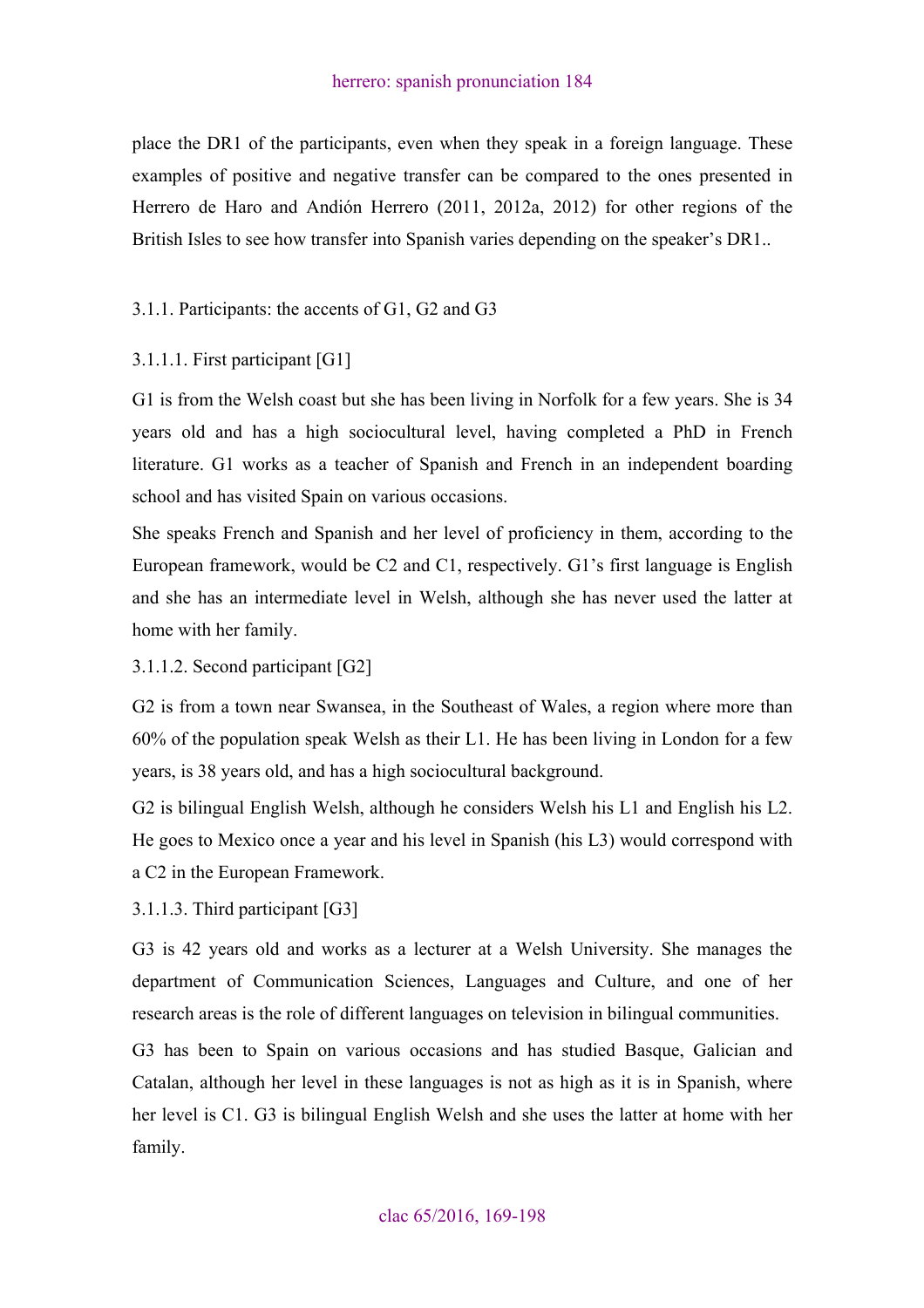place the DR1 of the participants, even when they speak in a foreign language. These examples of positive and negative transfer can be compared to the ones presented in Herrero de Haro and Andión Herrero (2011, 2012a, 2012) for other regions of the British Isles to see how transfer into Spanish varies depending on the speaker's DR1..

### 3.1.1. Participants: the accents of G1, G2 and G3

#### 3.1.1.1. First participant [G1]

G1 is from the Welsh coast but she has been living in Norfolk for a few years. She is 34 years old and has a high sociocultural level, having completed a PhD in French literature. G1 works as a teacher of Spanish and French in an independent boarding school and has visited Spain on various occasions.

She speaks French and Spanish and her level of proficiency in them, according to the European framework, would be C2 and C1, respectively. G1's first language is English and she has an intermediate level in Welsh, although she has never used the latter at home with her family.

#### 3.1.1.2. Second participant [G2]

G2 is from a town near Swansea, in the Southeast of Wales, a region where more than 60% of the population speak Welsh as their L1. He has been living in London for a few years, is 38 years old, and has a high sociocultural background.

G2 is bilingual English Welsh, although he considers Welsh his L1 and English his L2. He goes to Mexico once a year and his level in Spanish (his L3) would correspond with a C2 in the European Framework.

#### 3.1.1.3. Third participant [G3]

G3 is 42 years old and works as a lecturer at a Welsh University. She manages the department of Communication Sciences, Languages and Culture, and one of her research areas is the role of different languages on television in bilingual communities.

G3 has been to Spain on various occasions and has studied Basque, Galician and Catalan, although her level in these languages is not as high as it is in Spanish, where her level is C1. G3 is bilingual English Welsh and she uses the latter at home with her family.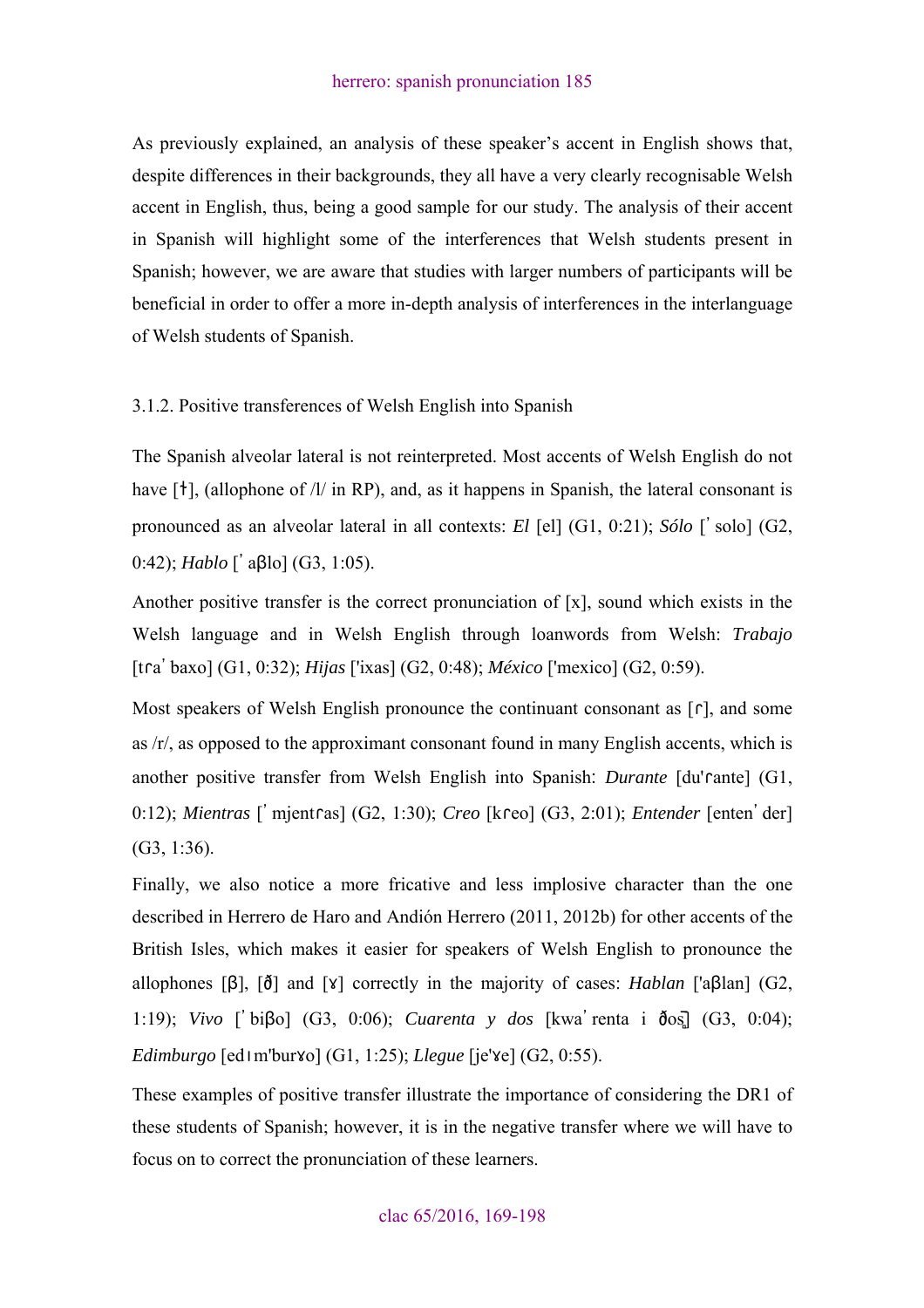As previously explained, an analysis of these speaker's accent in English shows that, despite differences in their backgrounds, they all have a very clearly recognisable Welsh accent in English, thus, being a good sample for our study. The analysis of their accent in Spanish will highlight some of the interferences that Welsh students present in Spanish; however, we are aware that studies with larger numbers of participants will be beneficial in order to offer a more in-depth analysis of interferences in the interlanguage of Welsh students of Spanish.

3.1.2. Positive transferences of Welsh English into Spanish

The Spanish alveolar lateral is not reinterpreted. Most accents of Welsh English do not have [ɫ], (allophone of /l/ in RP), and, as it happens in Spanish, the lateral consonant is pronounced as an alveolar lateral in all contexts: *El* [el] (G1, 0:21); *Sólo* [ˈsolo] (G2, 0:42); *Hablo* [ˈaβlo] (G3, 1:05).

Another positive transfer is the correct pronunciation of [x], sound which exists in the Welsh language and in Welsh English through loanwords from Welsh: *Trabajo* [tɾaˈbaxo] (G1, 0:32); *Hijas* ['ixas] (G2, 0:48); *México* ['mexico] (G2, 0:59).

Most speakers of Welsh English pronounce the continuant consonant as [ɾ], and some as /r/, as opposed to the approximant consonant found in many English accents, which is another positive transfer from Welsh English into Spanish: *Durante* [du'ɾante] (G1, 0:12); *Mientras* [ˈmjentɾas] (G2, 1:30); *Creo* [kɾeo] (G3, 2:01); *Entender* [entenˈder] (G3, 1:36).

Finally, we also notice a more fricative and less implosive character than the one described in Herrero de Haro and Andión Herrero (2011, 2012b) for other accents of the British Isles, which makes it easier for speakers of Welsh English to pronounce the allophones [β], [ð] and [ɣ] correctly in the majority of cases: *Hablan* ['aβlan] (G2, 1:19); *Vivo* [ˈbiβo] (G3, 0:06); *Cuarenta y dos* [kwaˈrenta i ðos̺] (G3, 0:04); *Edimburgo* [edɪm'burɣo] (G1, 1:25); *Llegue* [je'ɣe] (G2, 0:55).

These examples of positive transfer illustrate the importance of considering the DR1 of these students of Spanish; however, it is in the negative transfer where we will have to focus on to correct the pronunciation of these learners.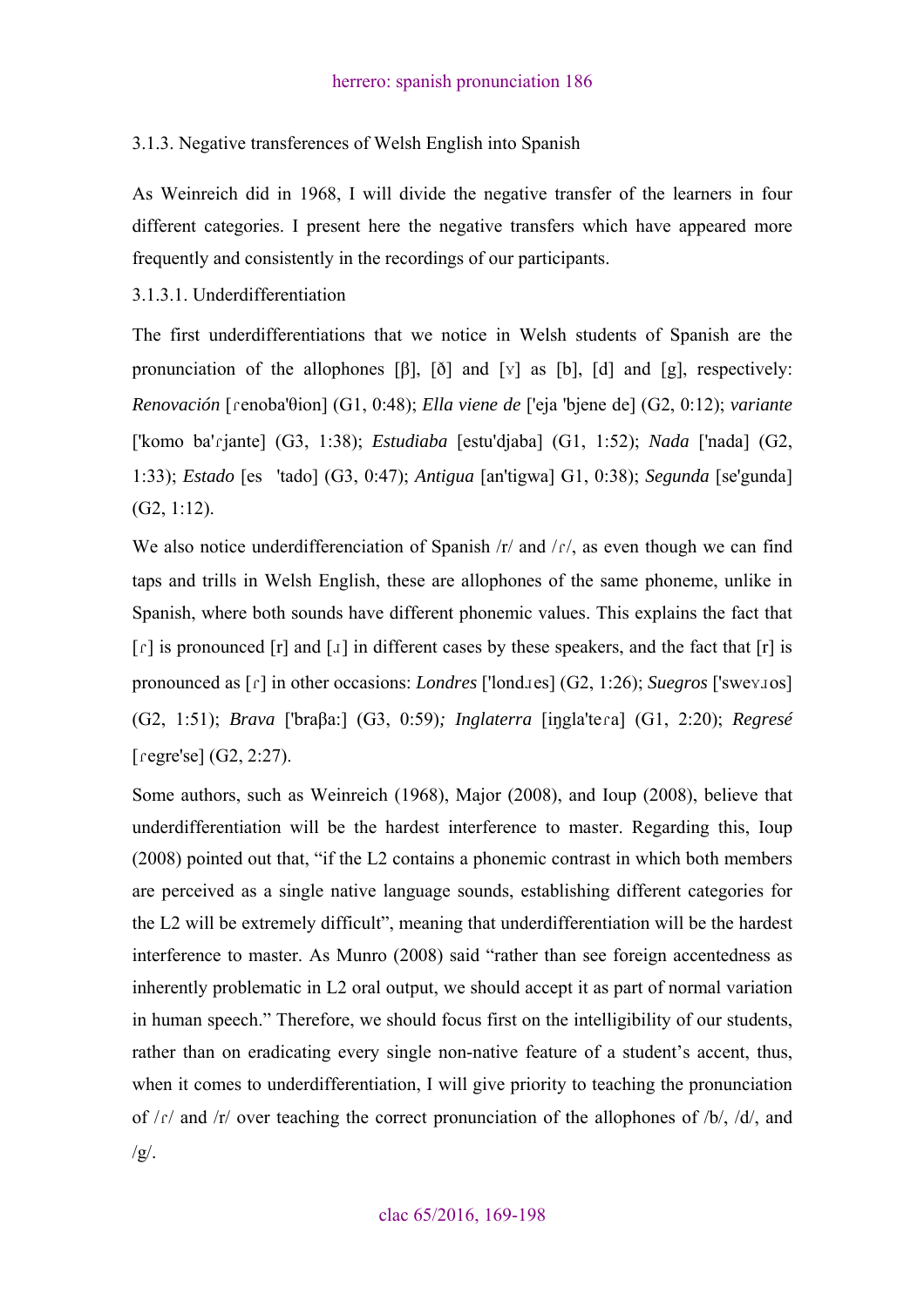### 3.1.3. Negative transferences of Welsh English into Spanish

As Weinreich did in 1968, I will divide the negative transfer of the learners in four different categories. I present here the negative transfers which have appeared more frequently and consistently in the recordings of our participants.

#### 3.1.3.1. Underdifferentiation

The first underdifferentiations that we notice in Welsh students of Spanish are the pronunciation of the allophones [β], [ð] and [ɣ] as [b], [d] and [g], respectively: *Renovación* [ɾenoba'θion] (G1, 0:48); *Ella viene de* ['eja 'bjene de] (G2, 0:12); *variante* ['komo ba'ɾjante] (G3, 1:38); *Estudiaba* [estu'djaba] (G1, 1:52); *Nada* ['nada] (G2, 1:33); *Estado* [es 'tado] (G3, 0:47); *Antigua* [an'tigwa] G1, 0:38); *Segunda* [se'gunda] (G2, 1:12).

We also notice underdifferenciation of Spanish /r/ and /ɾ/, as even though we can find taps and trills in Welsh English, these are allophones of the same phoneme, unlike in Spanish, where both sounds have different phonemic values. This explains the fact that [ɾ] is pronounced [r] and [ɹ] in different cases by these speakers, and the fact that [r] is pronounced as [ɾ] in other occasions: *Londres* ['londɹes] (G2, 1:26); *Suegros* ['sweɣɹos] (G2, 1:51); *Brava* ['braβa:] (G3, 0:59)*; Inglaterra* [iŋgla'teɾa] (G1, 2:20); *Regresé* [ɾegre'se] (G2, 2:27).

Some authors, such as Weinreich (1968), Major (2008), and Ioup (2008), believe that underdifferentiation will be the hardest interference to master. Regarding this, Ioup (2008) pointed out that, "if the L2 contains a phonemic contrast in which both members are perceived as a single native language sounds, establishing different categories for the L2 will be extremely difficult", meaning that underdifferentiation will be the hardest interference to master. As Munro (2008) said "rather than see foreign accentedness as inherently problematic in L2 oral output, we should accept it as part of normal variation in human speech." Therefore, we should focus first on the intelligibility of our students, rather than on eradicating every single non-native feature of a student's accent, thus, when it comes to underdifferentiation, I will give priority to teaching the pronunciation of /ɾ/ and /r/ over teaching the correct pronunciation of the allophones of /b/, /d/, and /g/.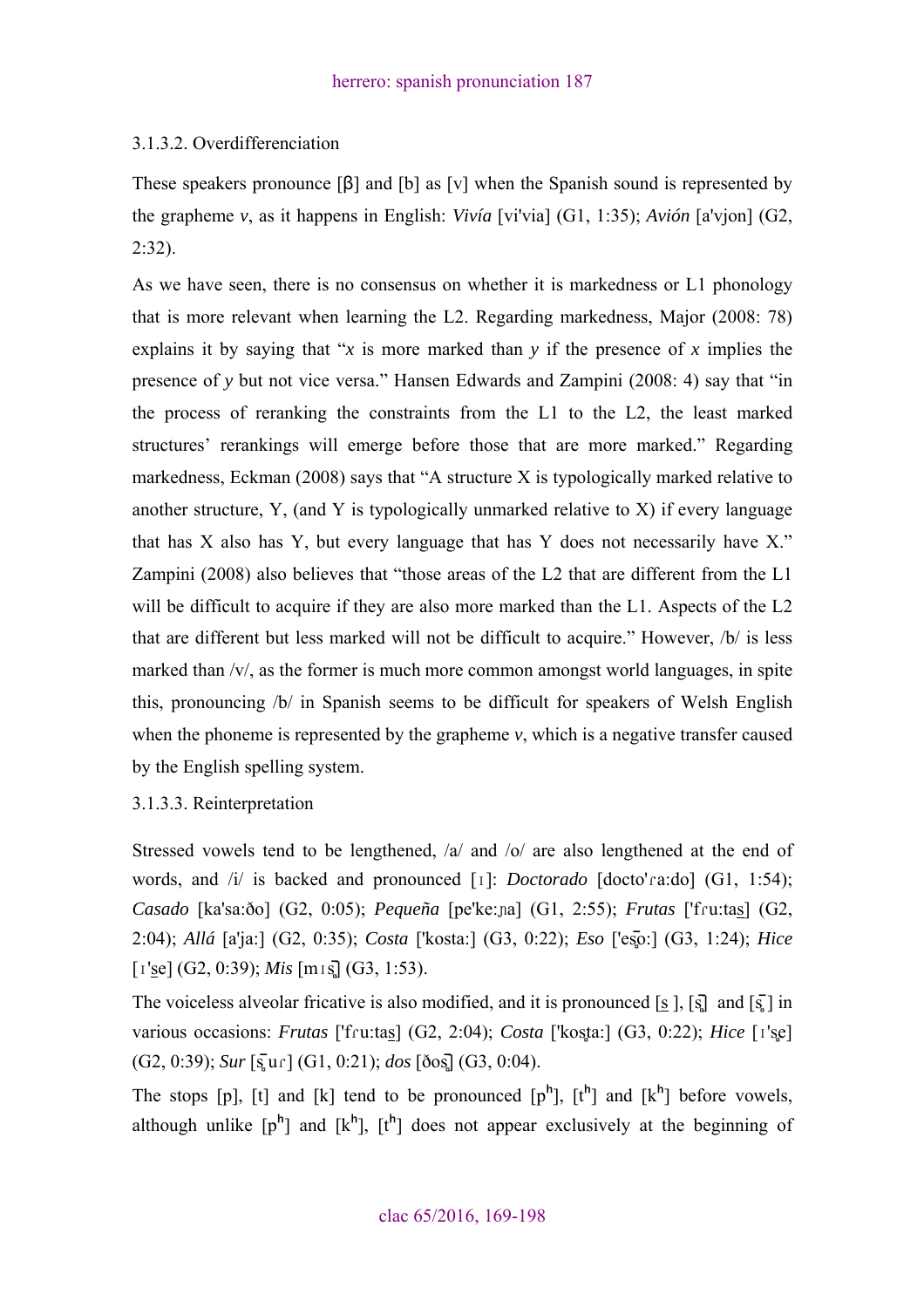3.1.3.2. Overdifferenciation

These speakers pronounce [β] and [b] as [v] when the Spanish sound is represented by the grapheme *v*, as it happens in English: *Vivía* [vi'via] (G1, 1:35); *Avión* [a'vjon] (G2, 2:32).

As we have seen, there is no consensus on whether it is markedness or L1 phonology that is more relevant when learning the L2. Regarding markedness, Major (2008: 78) explains it by saying that "*x* is more marked than *y* if the presence of *x* implies the presence of *y* but not vice versa." Hansen Edwards and Zampini (2008: 4) say that "in the process of reranking the constraints from the L1 to the L2, the least marked structures' rerankings will emerge before those that are more marked." Regarding markedness, Eckman (2008) says that "A structure X is typologically marked relative to another structure, Y, (and Y is typologically unmarked relative to X) if every language that has X also has Y, but every language that has Y does not necessarily have X." Zampini (2008) also believes that "those areas of the L2 that are different from the L1 will be difficult to acquire if they are also more marked than the L1. Aspects of the L2 that are different but less marked will not be difficult to acquire." However, /b/ is less marked than /v/, as the former is much more common amongst world languages, in spite this, pronouncing /b/ in Spanish seems to be difficult for speakers of Welsh English when the phoneme is represented by the grapheme *v*, which is a negative transfer caused by the English spelling system.

3.1.3.3. Reinterpretation

Stressed vowels tend to be lengthened, /a/ and /o/ are also lengthened at the end of words, and /i/ is backed and pronounced [ɪ]: *Doctorado* [docto'ɾa:do] (G1, 1:54); *Casado* [ka'sa:ðo] (G2, 0:05); *Pequeña* [pe'ke:ɲa] (G1, 2:55); *Frutas* ['fɾu:tas̠] (G2, 2:04); *Allá* [a'ja:] (G2, 0:35); *Costa* ['kosta:] (G3, 0:22); *Eso* ['es̪̄o:] (G3, 1:24); *Hice* [ɪ's̠e] (G2, 0:39); *Mis* [mɪs̪̄] (G3, 1:53).

The voiceless alveolar fricative is also modified, and it is pronounced [s̠ ], [s̪] and [s̪̄] in various occasions: *Frutas* ['fɾu:tas̠] (G2, 2:04); *Costa* ['kos̪ta:] (G3, 0:22); *Hice* [ɪ's̪e] (G2, 0:39); *Sur* [s̪̄uɾ] (G1, 0:21); *dos* [ðos̪̄] (G3, 0:04).

The stops [p], [t] and [k] tend to be pronounced [pʰ], [tʰ] and [kʰ] before vowels, although unlike [pʰ] and [kʰ], [tʰ] does not appear exclusively at the beginning of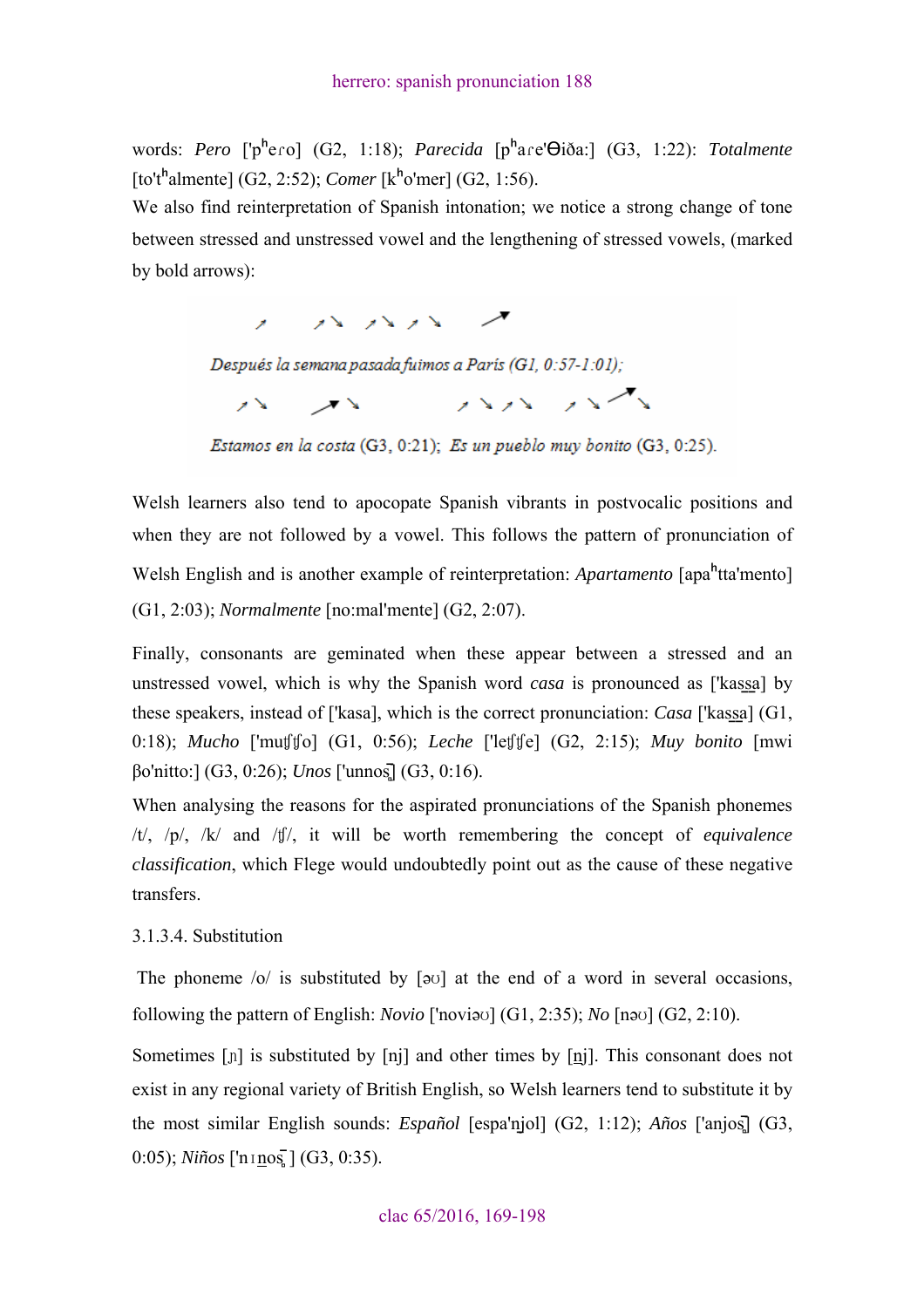words: *Pero* ['pʰeɾo] (G2, 1:18); *Parecida* [pʰaɾe'θiðaː] (G3, 1:22): *Totalmente* [to'tʰalmente] (G2, 2:52); *Comer* [kʰo'mer] (G2, 1:56).

We also find reinterpretation of Spanish intonation; we notice a strong change of tone between stressed and unstressed vowel and the lengthening of stressed vowels, (marked by bold arrows):

↗ ↗↘ ↗↘ ↗↘ ⟶↗

*Después la semana pasada fuimos a París (G1, 0:57-1:01);*

↗↘ ⟶↗↘ ↗↘↗↘ ↗↘⟶↗↘

*Estamos en la costa* (G3, 0:21); *Es un pueblo muy bonito* (G3, 0:25).

Welsh learners also tend to apocopate Spanish vibrants in postvocalic positions and when they are not followed by a vowel. This follows the pattern of pronunciation of Welsh English and is another example of reinterpretation: *Apartamento* [apaʰtta'mento] (G1, 2:03); *Normalmente* [noːmal'mente] (G2, 2:07).

Finally, consonants are geminated when these appear between a stressed and an unstressed vowel, which is why the Spanish word *casa* is pronounced as ['kas̲s̲a] by these speakers, instead of ['kasa], which is the correct pronunciation: *Casa* ['kas̲s̲a] (G1, 0:18); *Mucho* ['mutʃtʃo] (G1, 0:56); *Leche* ['letʃtʃe] (G2, 2:15); *Muy bonito* [mwi βo'nittoː] (G3, 0:26); *Unos* ['unnos̺] (G3, 0:16).

When analysing the reasons for the aspirated pronunciations of the Spanish phonemes /t/, /p/, /k/ and /tʃ/, it will be worth remembering the concept of *equivalence classification*, which Flege would undoubtedly point out as the cause of these negative transfers.

3.1.3.4. Substitution

The phoneme /o/ is substituted by [əʊ] at the end of a word in several occasions, following the pattern of English: *Novio* ['noviəʊ] (G1, 2:35); *No* [nəʊ] (G2, 2:10).

Sometimes [ɲ] is substituted by [nj] and other times by [n̠j]. This consonant does not exist in any regional variety of British English, so Welsh learners tend to substitute it by the most similar English sounds: *Español* [espa'n̠jol] (G2, 1:12); *Años* ['anjos̺] (G3, 0:05); *Niños* ['nɪn̠os̺] (G3, 0:35).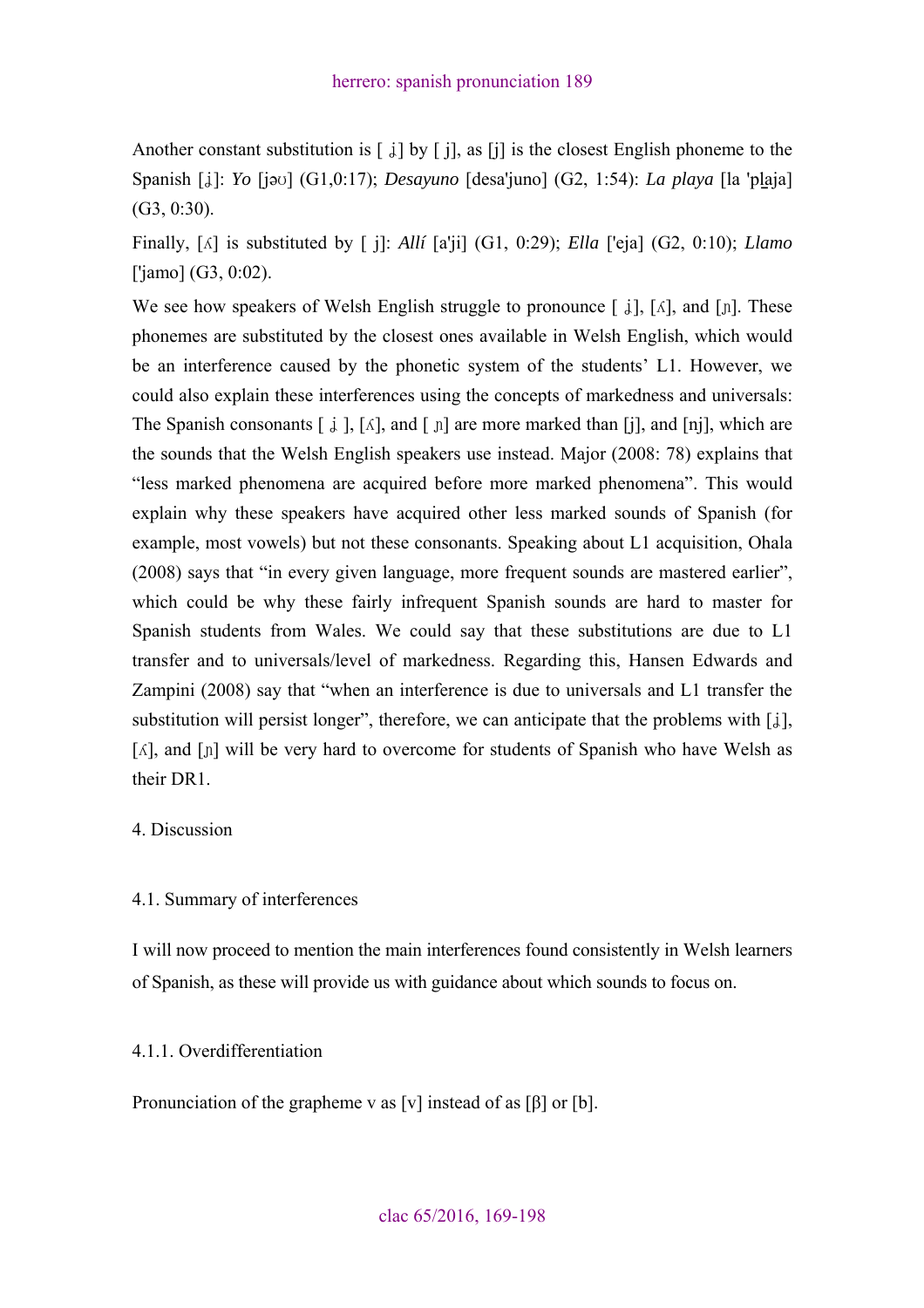Another constant substitution is [ ɟ̞] by [ j], as [j] is the closest English phoneme to the Spanish [ɟ̞]: *Yo* [jəʊ] (G1,0:17); *Desayuno* [desa'juno] (G2, 1:54): *La playa* [la 'pl̠aja] (G3, 0:30).

Finally, [ʎ] is substituted by [ j]: *Allí* [a'ji] (G1, 0:29); *Ella* ['eja] (G2, 0:10); *Llamo* ['jamo] (G3, 0:02).

We see how speakers of Welsh English struggle to pronounce [ ɟ̞], [ʎ], and [ɲ]. These phonemes are substituted by the closest ones available in Welsh English, which would be an interference caused by the phonetic system of the students' L1. However, we could also explain these interferences using the concepts of markedness and universals: The Spanish consonants [ ɟ̞ ], [ʎ], and [ ɲ] are more marked than [j], and [nj], which are the sounds that the Welsh English speakers use instead. Major (2008: 78) explains that "less marked phenomena are acquired before more marked phenomena". This would explain why these speakers have acquired other less marked sounds of Spanish (for example, most vowels) but not these consonants. Speaking about L1 acquisition, Ohala (2008) says that "in every given language, more frequent sounds are mastered earlier", which could be why these fairly infrequent Spanish sounds are hard to master for Spanish students from Wales. We could say that these substitutions are due to L1 transfer and to universals/level of markedness. Regarding this, Hansen Edwards and Zampini (2008) say that "when an interference is due to universals and L1 transfer the substitution will persist longer", therefore, we can anticipate that the problems with [ɟ̞], [ʎ], and [ɲ] will be very hard to overcome for students of Spanish who have Welsh as their DR1.

## 4. Discussion

### 4.1. Summary of interferences

I will now proceed to mention the main interferences found consistently in Welsh learners of Spanish, as these will provide us with guidance about which sounds to focus on.

#### 4.1.1. Overdifferentiation

Pronunciation of the grapheme v as [v] instead of as [β] or [b].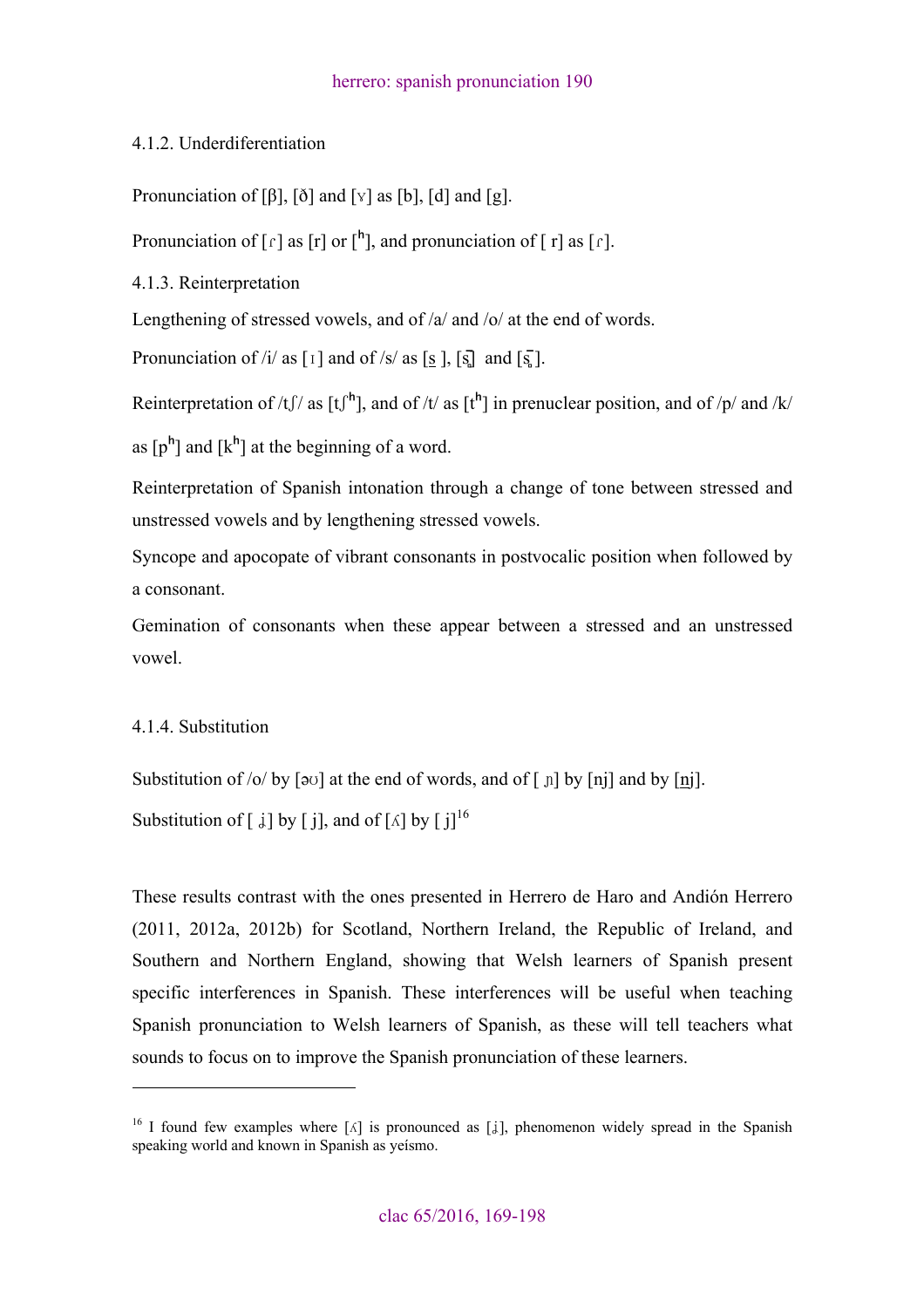4.1.2. Underdiferentiation

Pronunciation of [β], [ð] and [ɣ] as [b], [d] and [g].

Pronunciation of [ɾ] as [r] or [ʰ], and pronunciation of [ r] as [ɾ].

4.1.3. Reinterpretation

Lengthening of stressed vowels, and of /a/ and /o/ at the end of words.

Pronunciation of /i/ as [ɪ] and of /s/ as [s̠ ], [s̺] and [s̺̄].

Reinterpretation of /tʃ/ as [tʃʰ], and of /t/ as [tʰ] in prenuclear position, and of /p/ and /k/ as [pʰ] and [kʰ] at the beginning of a word.

Reinterpretation of Spanish intonation through a change of tone between stressed and unstressed vowels and by lengthening stressed vowels.

Syncope and apocopate of vibrant consonants in postvocalic position when followed by a consonant.

Gemination of consonants when these appear between a stressed and an unstressed vowel.

4.1.4. Substitution

Substitution of /o/ by [əʊ] at the end of words, and of [ ɲ] by [nj] and by [n̠j].

Substitution of [ ʝ̞] by [ j], and of [ʎ] by [ j][16]

These results contrast with the ones presented in Herrero de Haro and Andión Herrero (2011, 2012a, 2012b) for Scotland, Northern Ireland, the Republic of Ireland, and Southern and Northern England, showing that Welsh learners of Spanish present specific interferences in Spanish. These interferences will be useful when teaching Spanish pronunciation to Welsh learners of Spanish, as these will tell teachers what sounds to focus on to improve the Spanish pronunciation of these learners.

---

[16] I found few examples where [ʎ] is pronounced as [ʝ̞], phenomenon widely spread in the Spanish speaking world and known in Spanish as yeísmo.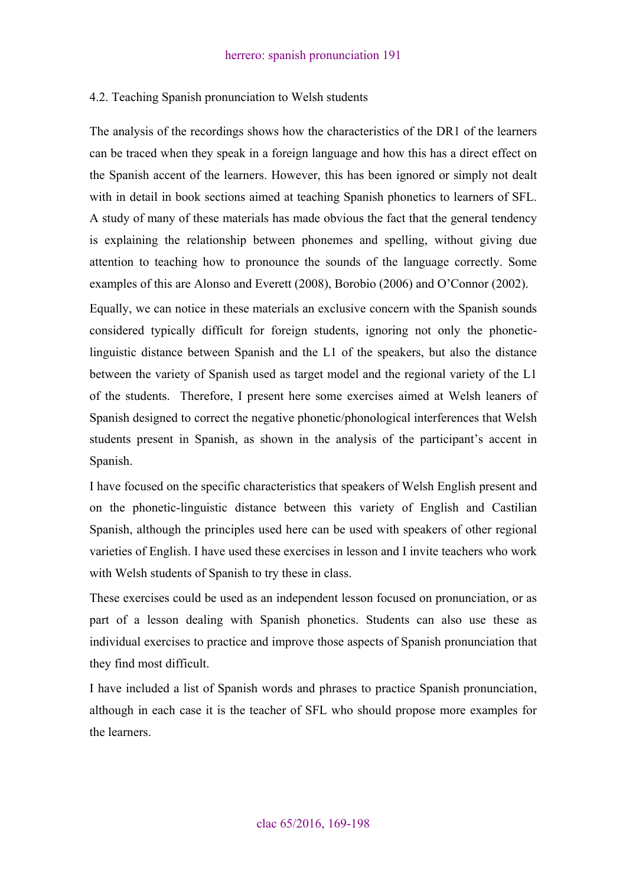### 4.2. Teaching Spanish pronunciation to Welsh students

The analysis of the recordings shows how the characteristics of the DR1 of the learners can be traced when they speak in a foreign language and how this has a direct effect on the Spanish accent of the learners. However, this has been ignored or simply not dealt with in detail in book sections aimed at teaching Spanish phonetics to learners of SFL. A study of many of these materials has made obvious the fact that the general tendency is explaining the relationship between phonemes and spelling, without giving due attention to teaching how to pronounce the sounds of the language correctly. Some examples of this are Alonso and Everett (2008), Borobio (2006) and O'Connor (2002).

Equally, we can notice in these materials an exclusive concern with the Spanish sounds considered typically difficult for foreign students, ignoring not only the phonetic-linguistic distance between Spanish and the L1 of the speakers, but also the distance between the variety of Spanish used as target model and the regional variety of the L1 of the students. Therefore, I present here some exercises aimed at Welsh leaners of Spanish designed to correct the negative phonetic/phonological interferences that Welsh students present in Spanish, as shown in the analysis of the participant's accent in Spanish.

I have focused on the specific characteristics that speakers of Welsh English present and on the phonetic-linguistic distance between this variety of English and Castilian Spanish, although the principles used here can be used with speakers of other regional varieties of English. I have used these exercises in lesson and I invite teachers who work with Welsh students of Spanish to try these in class.

These exercises could be used as an independent lesson focused on pronunciation, or as part of a lesson dealing with Spanish phonetics. Students can also use these as individual exercises to practice and improve those aspects of Spanish pronunciation that they find most difficult.

I have included a list of Spanish words and phrases to practice Spanish pronunciation, although in each case it is the teacher of SFL who should propose more examples for the learners.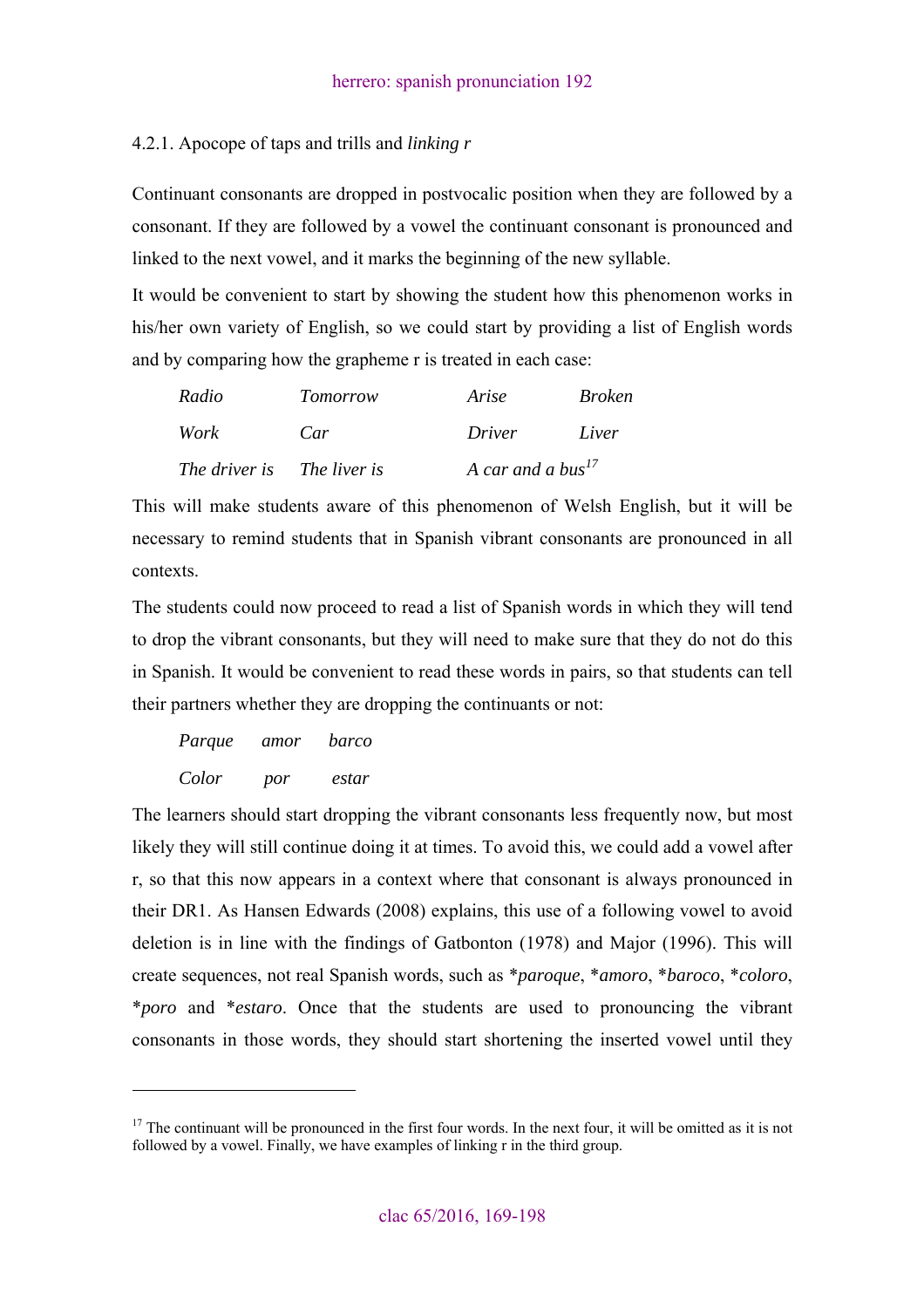#### 4.2.1. Apocope of taps and trills and *linking r*

Continuant consonants are dropped in postvocalic position when they are followed by a consonant. If they are followed by a vowel the continuant consonant is pronounced and linked to the next vowel, and it marks the beginning of the new syllable.

It would be convenient to start by showing the student how this phenomenon works in his/her own variety of English, so we could start by providing a list of English words and by comparing how the grapheme r is treated in each case:

| | | | |
|---|---|---|---|
| *Radio* | *Tomorrow* | *Arise* | *Broken* |
| *Work* | *Car* | *Driver* | *Liver* |
| *The driver is* | *The liver is* | *A car and a bus*[17] | |

This will make students aware of this phenomenon of Welsh English, but it will be necessary to remind students that in Spanish vibrant consonants are pronounced in all contexts.

The students could now proceed to read a list of Spanish words in which they will tend to drop the vibrant consonants, but they will need to make sure that they do not do this in Spanish. It would be convenient to read these words in pairs, so that students can tell their partners whether they are dropping the continuants or not:

| | | |
|---|---|---|
| *Parque* | *amor* | *barco* |
| *Color* | *por* | *estar* |

The learners should start dropping the vibrant consonants less frequently now, but most likely they will still continue doing it at times. To avoid this, we could add a vowel after r, so that this now appears in a context where that consonant is always pronounced in their DR1. As Hansen Edwards (2008) explains, this use of a following vowel to avoid deletion is in line with the findings of Gatbonton (1978) and Major (1996). This will create sequences, not real Spanish words, such as \**paroque*, \**amoro*, \**baroco*, \**coloro*, \**poro* and \**estaro*. Once that the students are used to pronouncing the vibrant consonants in those words, they should start shortening the inserted vowel until they

---

[17] The continuant will be pronounced in the first four words. In the next four, it will be omitted as it is not followed by a vowel. Finally, we have examples of linking r in the third group.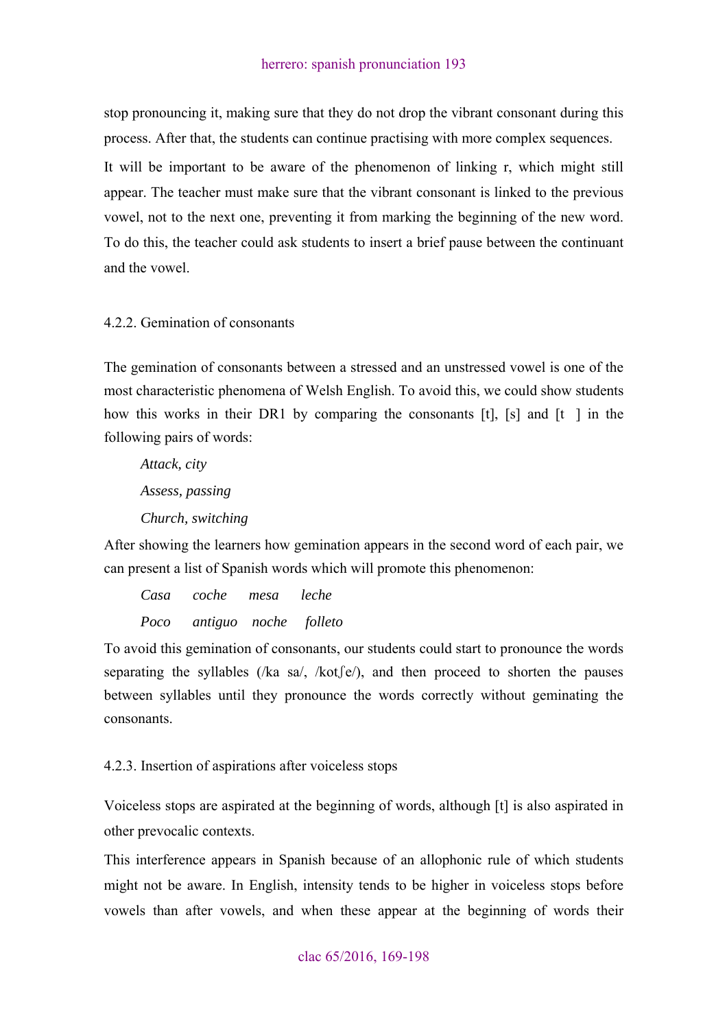stop pronouncing it, making sure that they do not drop the vibrant consonant during this process. After that, the students can continue practising with more complex sequences.

It will be important to be aware of the phenomenon of linking r, which might still appear. The teacher must make sure that the vibrant consonant is linked to the previous vowel, not to the next one, preventing it from marking the beginning of the new word. To do this, the teacher could ask students to insert a brief pause between the continuant and the vowel.

### 4.2.2. Gemination of consonants

The gemination of consonants between a stressed and an unstressed vowel is one of the most characteristic phenomena of Welsh English. To avoid this, we could show students how this works in their DR1 by comparing the consonants [t], [s] and [t  ] in the following pairs of words:

*Attack, city*

*Assess, passing*

*Church, switching*

After showing the learners how gemination appears in the second word of each pair, we can present a list of Spanish words which will promote this phenomenon:

*Casa* *coche* *mesa* *leche*

*Poco* *antiguo* *noche* *folleto*

To avoid this gemination of consonants, our students could start to pronounce the words separating the syllables (/ka sa/, /kotʃe/), and then proceed to shorten the pauses between syllables until they pronounce the words correctly without geminating the consonants.

### 4.2.3. Insertion of aspirations after voiceless stops

Voiceless stops are aspirated at the beginning of words, although [t] is also aspirated in other prevocalic contexts.

This interference appears in Spanish because of an allophonic rule of which students might not be aware. In English, intensity tends to be higher in voiceless stops before vowels than after vowels, and when these appear at the beginning of words their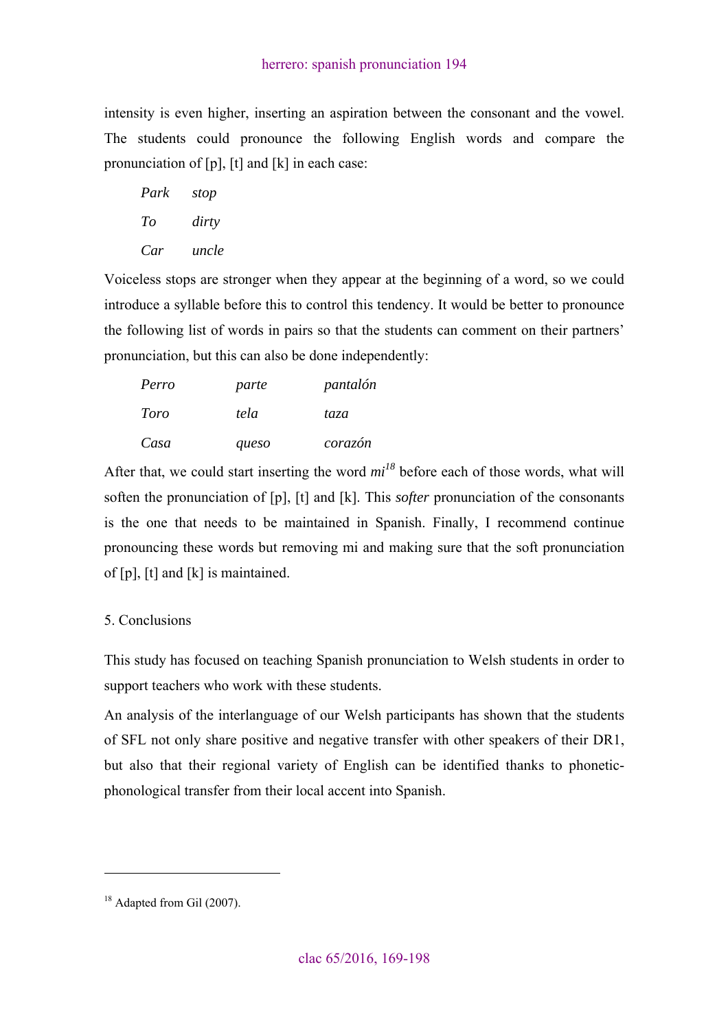intensity is even higher, inserting an aspiration between the consonant and the vowel. The students could pronounce the following English words and compare the pronunciation of [p], [t] and [k] in each case:

| | |
|---|---|
| *Park* | *stop* |
| *To* | *dirty* |
| *Car* | *uncle* |

Voiceless stops are stronger when they appear at the beginning of a word, so we could introduce a syllable before this to control this tendency. It would be better to pronounce the following list of words in pairs so that the students can comment on their partners' pronunciation, but this can also be done independently:

| | | |
|---|---|---|
| *Perro* | *parte* | *pantalón* |
| *Toro* | *tela* | *taza* |
| *Casa* | *queso* | *corazón* |

After that, we could start inserting the word *mi*[18] before each of those words, what will soften the pronunciation of [p], [t] and [k]. This *softer* pronunciation of the consonants is the one that needs to be maintained in Spanish. Finally, I recommend continue pronouncing these words but removing mi and making sure that the soft pronunciation of [p], [t] and [k] is maintained.

## 5. Conclusions

This study has focused on teaching Spanish pronunciation to Welsh students in order to support teachers who work with these students.

An analysis of the interlanguage of our Welsh participants has shown that the students of SFL not only share positive and negative transfer with other speakers of their DR1, but also that their regional variety of English can be identified thanks to phonetic-phonological transfer from their local accent into Spanish.

---

[18] Adapted from Gil (2007).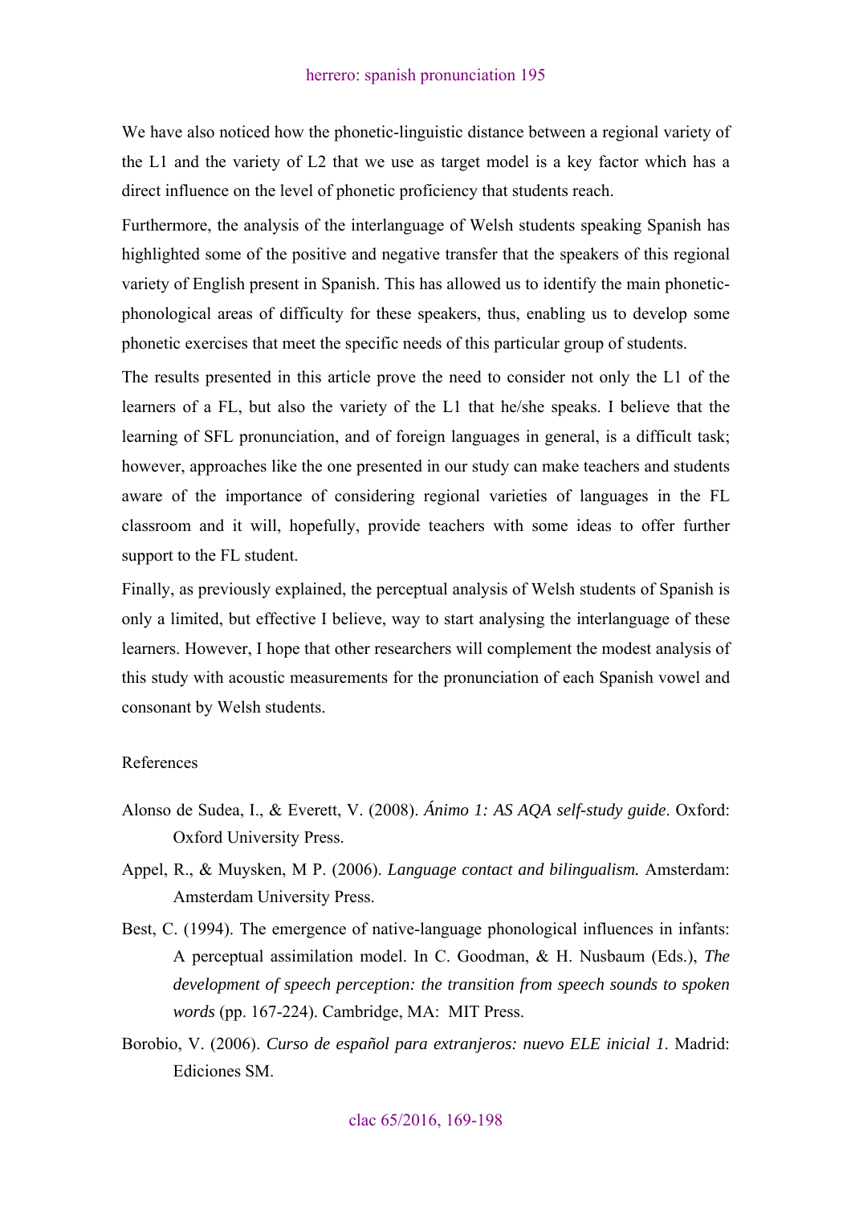We have also noticed how the phonetic-linguistic distance between a regional variety of the L1 and the variety of L2 that we use as target model is a key factor which has a direct influence on the level of phonetic proficiency that students reach.

Furthermore, the analysis of the interlanguage of Welsh students speaking Spanish has highlighted some of the positive and negative transfer that the speakers of this regional variety of English present in Spanish. This has allowed us to identify the main phonetic-phonological areas of difficulty for these speakers, thus, enabling us to develop some phonetic exercises that meet the specific needs of this particular group of students.

The results presented in this article prove the need to consider not only the L1 of the learners of a FL, but also the variety of the L1 that he/she speaks. I believe that the learning of SFL pronunciation, and of foreign languages in general, is a difficult task; however, approaches like the one presented in our study can make teachers and students aware of the importance of considering regional varieties of languages in the FL classroom and it will, hopefully, provide teachers with some ideas to offer further support to the FL student.

Finally, as previously explained, the perceptual analysis of Welsh students of Spanish is only a limited, but effective I believe, way to start analysing the interlanguage of these learners. However, I hope that other researchers will complement the modest analysis of this study with acoustic measurements for the pronunciation of each Spanish vowel and consonant by Welsh students.

## References

Alonso de Sudea, I., & Everett, V. (2008). *Ánimo 1: AS AQA self-study guide*. Oxford: Oxford University Press.

Appel, R., & Muysken, M P. (2006). *Language contact and bilingualism.* Amsterdam: Amsterdam University Press.

Best, C. (1994). The emergence of native-language phonological influences in infants: A perceptual assimilation model. In C. Goodman, & H. Nusbaum (Eds.), *The development of speech perception: the transition from speech sounds to spoken words* (pp. 167-224). Cambridge, MA: MIT Press.

Borobio, V. (2006). *Curso de español para extranjeros: nuevo ELE inicial 1*. Madrid: Ediciones SM.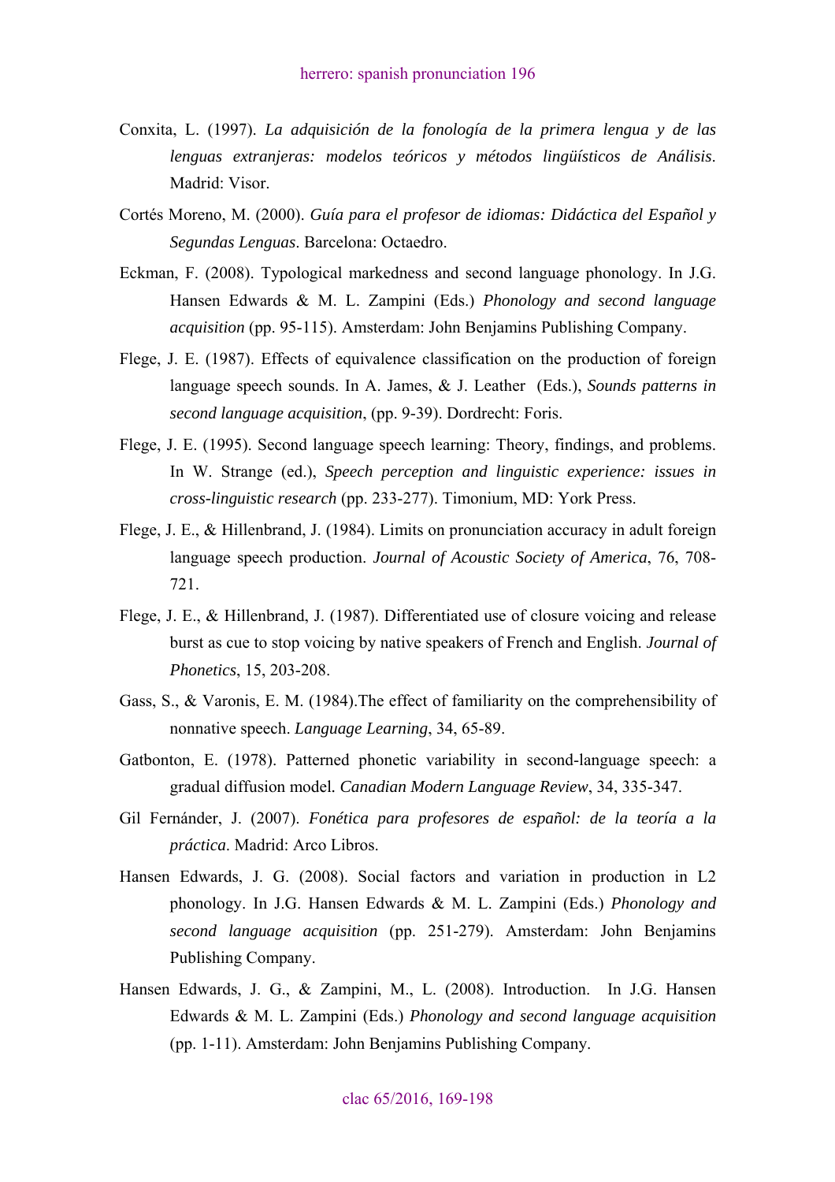Conxita, L. (1997). *La adquisición de la fonología de la primera lengua y de las lenguas extranjeras: modelos teóricos y métodos lingüísticos de Análisis*. Madrid: Visor.

Cortés Moreno, M. (2000). *Guía para el profesor de idiomas: Didáctica del Español y Segundas Lenguas*. Barcelona: Octaedro.

Eckman, F. (2008). Typological markedness and second language phonology. In J.G. Hansen Edwards & M. L. Zampini (Eds.) *Phonology and second language acquisition* (pp. 95-115). Amsterdam: John Benjamins Publishing Company.

Flege, J. E. (1987). Effects of equivalence classification on the production of foreign language speech sounds. In A. James, & J. Leather (Eds.), *Sounds patterns in second language acquisition*, (pp. 9-39). Dordrecht: Foris.

Flege, J. E. (1995). Second language speech learning: Theory, findings, and problems. In W. Strange (ed.), *Speech perception and linguistic experience: issues in cross-linguistic research* (pp. 233-277). Timonium, MD: York Press.

Flege, J. E., & Hillenbrand, J. (1984). Limits on pronunciation accuracy in adult foreign language speech production. *Journal of Acoustic Society of America*, 76, 708-721.

Flege, J. E., & Hillenbrand, J. (1987). Differentiated use of closure voicing and release burst as cue to stop voicing by native speakers of French and English. *Journal of Phonetics*, 15, 203-208.

Gass, S., & Varonis, E. M. (1984).The effect of familiarity on the comprehensibility of nonnative speech. *Language Learning*, 34, 65-89.

Gatbonton, E. (1978). Patterned phonetic variability in second-language speech: a gradual diffusion model. *Canadian Modern Language Review*, 34, 335-347.

Gil Fernánder, J. (2007). *Fonética para profesores de español: de la teoría a la práctica*. Madrid: Arco Libros.

Hansen Edwards, J. G. (2008). Social factors and variation in production in L2 phonology. In J.G. Hansen Edwards & M. L. Zampini (Eds.) *Phonology and second language acquisition* (pp. 251-279). Amsterdam: John Benjamins Publishing Company.

Hansen Edwards, J. G., & Zampini, M., L. (2008). Introduction. In J.G. Hansen Edwards & M. L. Zampini (Eds.) *Phonology and second language acquisition* (pp. 1-11). Amsterdam: John Benjamins Publishing Company.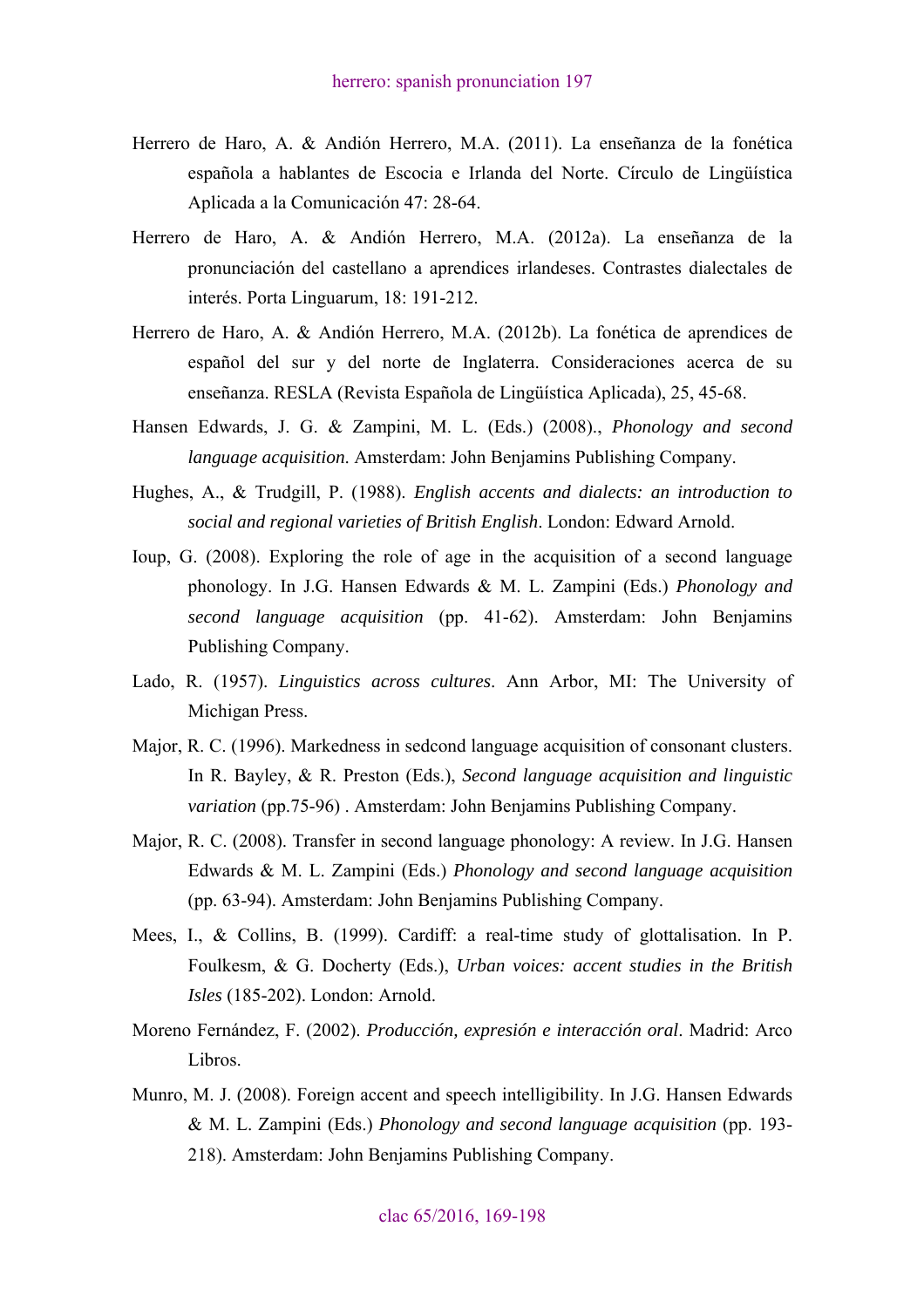Herrero de Haro, A. & Andión Herrero, M.A. (2011). La enseñanza de la fonética española a hablantes de Escocia e Irlanda del Norte. Círculo de Lingüística Aplicada a la Comunicación 47: 28-64.

Herrero de Haro, A. & Andión Herrero, M.A. (2012a). La enseñanza de la pronunciación del castellano a aprendices irlandeses. Contrastes dialectales de interés. Porta Linguarum, 18: 191-212.

Herrero de Haro, A. & Andión Herrero, M.A. (2012b). La fonética de aprendices de español del sur y del norte de Inglaterra. Consideraciones acerca de su enseñanza. RESLA (Revista Española de Lingüística Aplicada), 25, 45-68.

Hansen Edwards, J. G. & Zampini, M. L. (Eds.) (2008)., *Phonology and second language acquisition*. Amsterdam: John Benjamins Publishing Company.

Hughes, A., & Trudgill, P. (1988). *English accents and dialects: an introduction to social and regional varieties of British English*. London: Edward Arnold.

Ioup, G. (2008). Exploring the role of age in the acquisition of a second language phonology. In J.G. Hansen Edwards & M. L. Zampini (Eds.) *Phonology and second language acquisition* (pp. 41-62). Amsterdam: John Benjamins Publishing Company.

Lado, R. (1957). *Linguistics across cultures*. Ann Arbor, MI: The University of Michigan Press.

Major, R. C. (1996). Markedness in sedcond language acquisition of consonant clusters. In R. Bayley, & R. Preston (Eds.), *Second language acquisition and linguistic variation* (pp.75-96) . Amsterdam: John Benjamins Publishing Company.

Major, R. C. (2008). Transfer in second language phonology: A review. In J.G. Hansen Edwards & M. L. Zampini (Eds.) *Phonology and second language acquisition* (pp. 63-94). Amsterdam: John Benjamins Publishing Company.

Mees, I., & Collins, B. (1999). Cardiff: a real-time study of glottalisation. In P. Foulkesm, & G. Docherty (Eds.), *Urban voices: accent studies in the British Isles* (185-202). London: Arnold.

Moreno Fernández, F. (2002). *Producción, expresión e interacción oral*. Madrid: Arco Libros.

Munro, M. J. (2008). Foreign accent and speech intelligibility. In J.G. Hansen Edwards & M. L. Zampini (Eds.) *Phonology and second language acquisition* (pp. 193-218). Amsterdam: John Benjamins Publishing Company.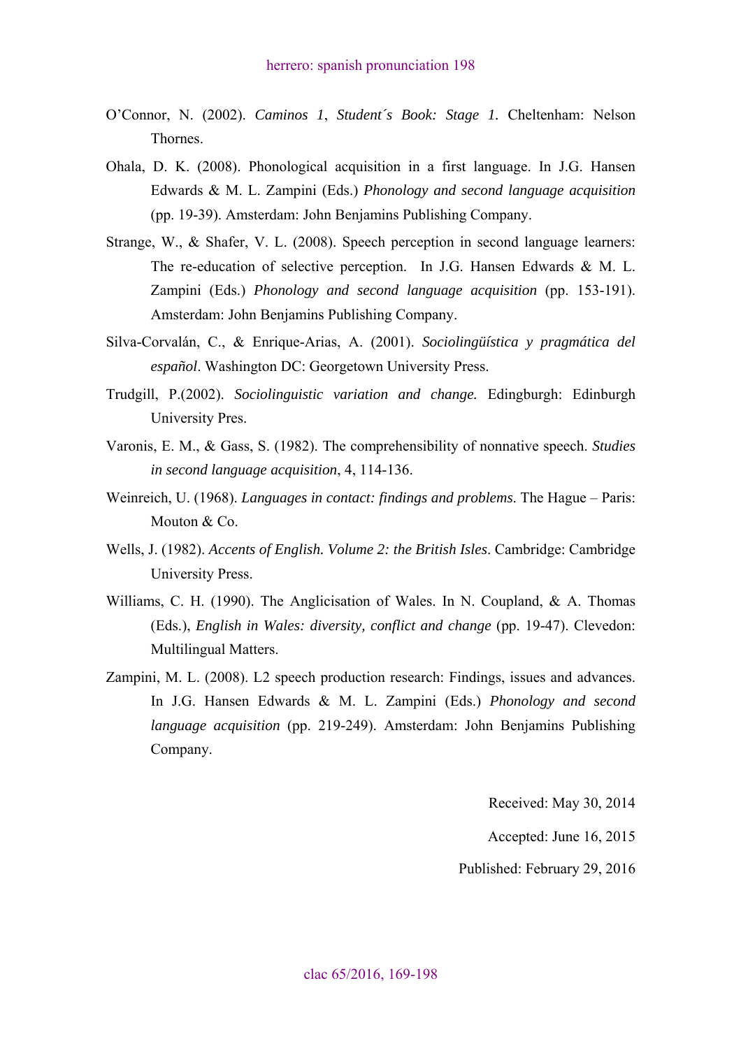O'Connor, N. (2002). *Caminos 1*, *Student´s Book: Stage 1.* Cheltenham: Nelson Thornes.

Ohala, D. K. (2008). Phonological acquisition in a first language. In J.G. Hansen Edwards & M. L. Zampini (Eds.) *Phonology and second language acquisition* (pp. 19-39). Amsterdam: John Benjamins Publishing Company.

Strange, W., & Shafer, V. L. (2008). Speech perception in second language learners: The re-education of selective perception. In J.G. Hansen Edwards & M. L. Zampini (Eds.) *Phonology and second language acquisition* (pp. 153-191). Amsterdam: John Benjamins Publishing Company.

Silva-Corvalán, C., & Enrique-Arias, A. (2001). *Sociolingüística y pragmática del español*. Washington DC: Georgetown University Press.

Trudgill, P.(2002). *Sociolinguistic variation and change.* Edingburgh: Edinburgh University Pres.

Varonis, E. M., & Gass, S. (1982). The comprehensibility of nonnative speech. *Studies in second language acquisition*, 4, 114-136.

Weinreich, U. (1968). *Languages in contact: findings and problems*. The Hague – Paris: Mouton & Co.

Wells, J. (1982). *Accents of English. Volume 2: the British Isles*. Cambridge: Cambridge University Press.

Williams, C. H. (1990). The Anglicisation of Wales. In N. Coupland, & A. Thomas (Eds.), *English in Wales: diversity, conflict and change* (pp. 19-47). Clevedon: Multilingual Matters.

Zampini, M. L. (2008). L2 speech production research: Findings, issues and advances. In J.G. Hansen Edwards & M. L. Zampini (Eds.) *Phonology and second language acquisition* (pp. 219-249). Amsterdam: John Benjamins Publishing Company.

Received: May 30, 2014

Accepted: June 16, 2015

Published: February 29, 2016